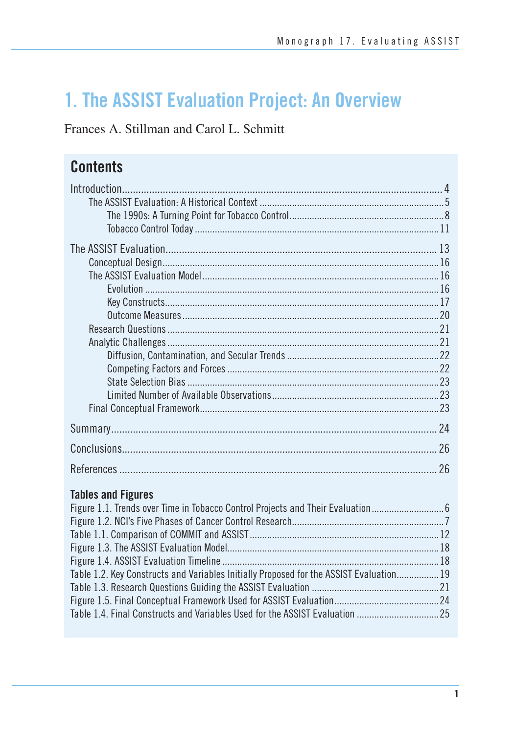# 1. The ASSIST Evaluation Project: An Overview

Frances A. Stillman and Carol L. Schmitt

## Contents

- Introduction .......... 4
  - The ASSIST Evaluation: A Historical Context .......... 5
    - The 1990s: A Turning Point for Tobacco Control .......... 8
    - Tobacco Control Today .......... 11
- The ASSIST Evaluation .......... 13
  - Conceptual Design .......... 16
  - The ASSIST Evaluation Model .......... 16
    - Evolution .......... 16
    - Key Constructs .......... 17
    - Outcome Measures .......... 20
  - Research Questions .......... 21
  - Analytic Challenges .......... 21
    - Diffusion, Contamination, and Secular Trends .......... 22
    - Competing Factors and Forces .......... 22
    - State Selection Bias .......... 23
    - Limited Number of Available Observations .......... 23
  - Final Conceptual Framework .......... 23
- Summary .......... 24
- Conclusions .......... 26
- References .......... 26

### Tables and Figures

- Figure 1.1. Trends over Time in Tobacco Control Projects and Their Evaluation .......... 6
- Figure 1.2. NCI's Five Phases of Cancer Control Research .......... 7
- Table 1.1. Comparison of COMMIT and ASSIST .......... 12
- Figure 1.3. The ASSIST Evaluation Model .......... 18
- Figure 1.4. ASSIST Evaluation Timeline .......... 18
- Table 1.2. Key Constructs and Variables Initially Proposed for the ASSIST Evaluation .......... 19
- Table 1.3. Research Questions Guiding the ASSIST Evaluation .......... 21
- Figure 1.5. Final Conceptual Framework Used for ASSIST Evaluation .......... 24
- Table 1.4. Final Constructs and Variables Used for the ASSIST Evaluation .......... 25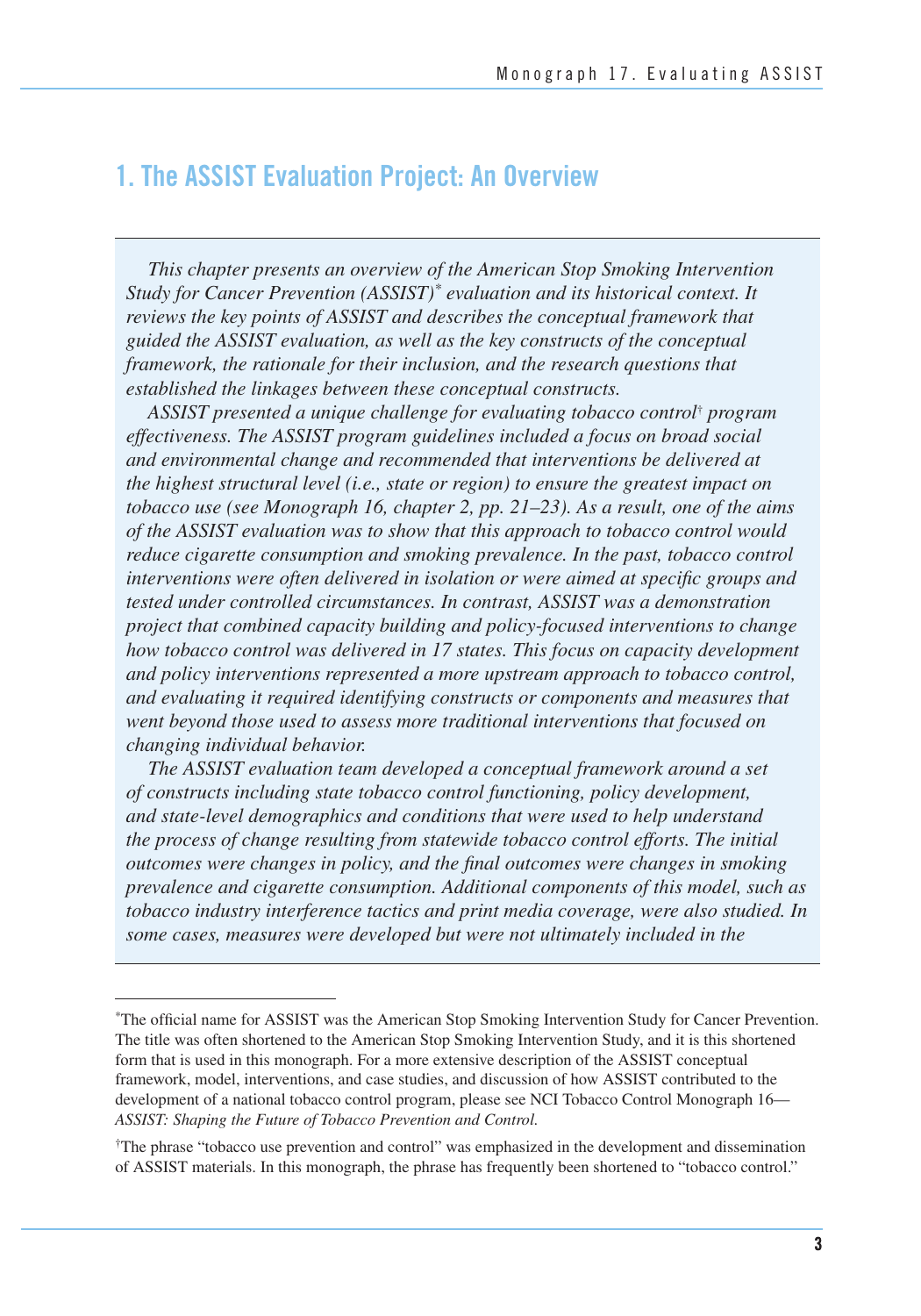# 1. The ASSIST Evaluation Project: An Overview

*This chapter presents an overview of the American Stop Smoking Intervention Study for Cancer Prevention (ASSIST)[*] evaluation and its historical context. It reviews the key points of ASSIST and describes the conceptual framework that guided the ASSIST evaluation, as well as the key constructs of the conceptual framework, the rationale for their inclusion, and the research questions that established the linkages between these conceptual constructs.*

*ASSIST presented a unique challenge for evaluating tobacco control[†] program effectiveness. The ASSIST program guidelines included a focus on broad social and environmental change and recommended that interventions be delivered at the highest structural level (i.e., state or region) to ensure the greatest impact on tobacco use (see Monograph 16, chapter 2, pp. 21–23). As a result, one of the aims of the ASSIST evaluation was to show that this approach to tobacco control would reduce cigarette consumption and smoking prevalence. In the past, tobacco control interventions were often delivered in isolation or were aimed at specific groups and tested under controlled circumstances. In contrast, ASSIST was a demonstration project that combined capacity building and policy-focused interventions to change how tobacco control was delivered in 17 states. This focus on capacity development and policy interventions represented a more upstream approach to tobacco control, and evaluating it required identifying constructs or components and measures that went beyond those used to assess more traditional interventions that focused on changing individual behavior.*

*The ASSIST evaluation team developed a conceptual framework around a set of constructs including state tobacco control functioning, policy development, and state-level demographics and conditions that were used to help understand the process of change resulting from statewide tobacco control efforts. The initial outcomes were changes in policy, and the final outcomes were changes in smoking prevalence and cigarette consumption. Additional components of this model, such as tobacco industry interference tactics and print media coverage, were also studied. In some cases, measures were developed but were not ultimately included in the*

---

[*] The official name for ASSIST was the American Stop Smoking Intervention Study for Cancer Prevention. The title was often shortened to the American Stop Smoking Intervention Study, and it is this shortened form that is used in this monograph. For a more extensive description of the ASSIST conceptual framework, model, interventions, and case studies, and discussion of how ASSIST contributed to the development of a national tobacco control program, please see NCI Tobacco Control Monograph 16—*ASSIST: Shaping the Future of Tobacco Prevention and Control.*

[†] The phrase "tobacco use prevention and control" was emphasized in the development and dissemination of ASSIST materials. In this monograph, the phrase has frequently been shortened to "tobacco control."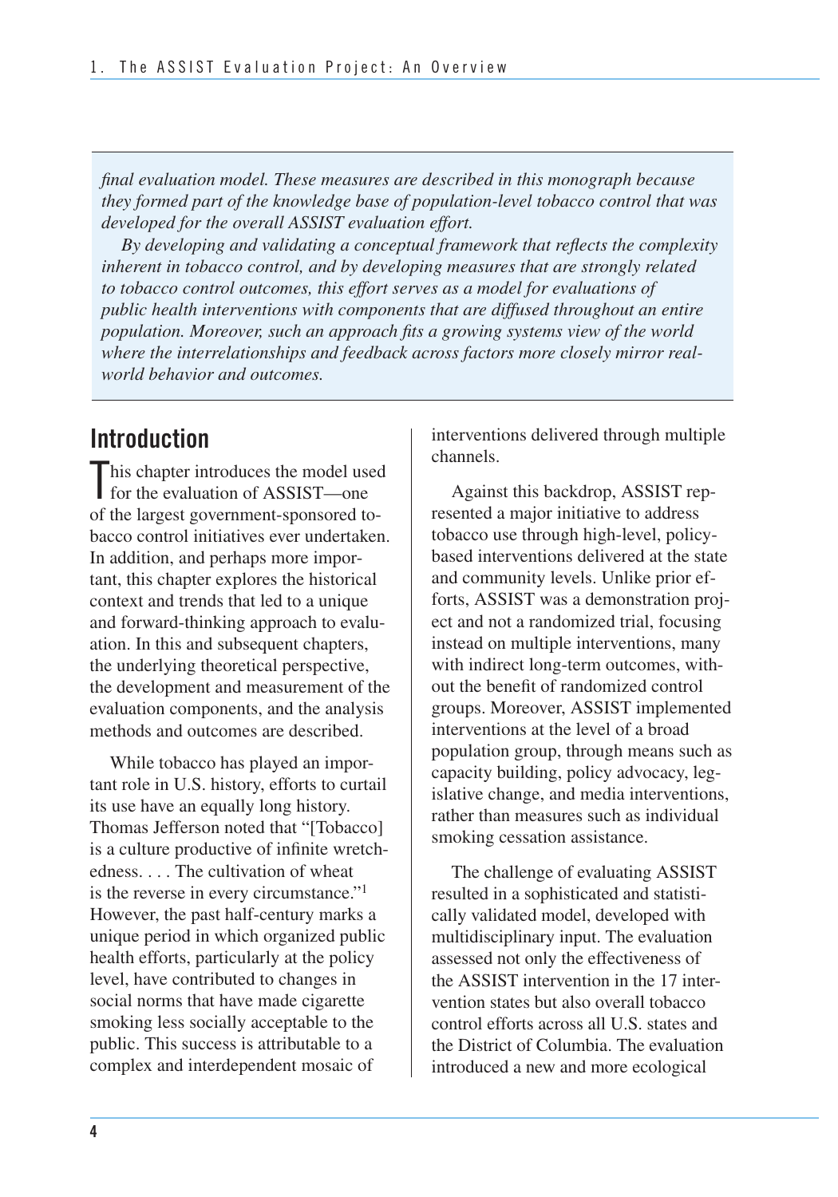*final evaluation model. These measures are described in this monograph because they formed part of the knowledge base of population-level tobacco control that was developed for the overall ASSIST evaluation effort.*

*By developing and validating a conceptual framework that reflects the complexity inherent in tobacco control, and by developing measures that are strongly related to tobacco control outcomes, this effort serves as a model for evaluations of public health interventions with components that are diffused throughout an entire population. Moreover, such an approach fits a growing systems view of the world where the interrelationships and feedback across factors more closely mirror real-world behavior and outcomes.*

## Introduction

This chapter introduces the model used for the evaluation of ASSIST—one of the largest government-sponsored tobacco control initiatives ever undertaken. In addition, and perhaps more important, this chapter explores the historical context and trends that led to a unique and forward-thinking approach to evaluation. In this and subsequent chapters, the underlying theoretical perspective, the development and measurement of the evaluation components, and the analysis methods and outcomes are described.

While tobacco has played an important role in U.S. history, efforts to curtail its use have an equally long history. Thomas Jefferson noted that "[Tobacco] is a culture productive of infinite wretchedness. . . . The cultivation of wheat is the reverse in every circumstance."[1] However, the past half-century marks a unique period in which organized public health efforts, particularly at the policy level, have contributed to changes in social norms that have made cigarette smoking less socially acceptable to the public. This success is attributable to a complex and interdependent mosaic of interventions delivered through multiple channels.

Against this backdrop, ASSIST represented a major initiative to address tobacco use through high-level, policy-based interventions delivered at the state and community levels. Unlike prior efforts, ASSIST was a demonstration project and not a randomized trial, focusing instead on multiple interventions, many with indirect long-term outcomes, without the benefit of randomized control groups. Moreover, ASSIST implemented interventions at the level of a broad population group, through means such as capacity building, policy advocacy, legislative change, and media interventions, rather than measures such as individual smoking cessation assistance.

The challenge of evaluating ASSIST resulted in a sophisticated and statistically validated model, developed with multidisciplinary input. The evaluation assessed not only the effectiveness of the ASSIST intervention in the 17 intervention states but also overall tobacco control efforts across all U.S. states and the District of Columbia. The evaluation introduced a new and more ecological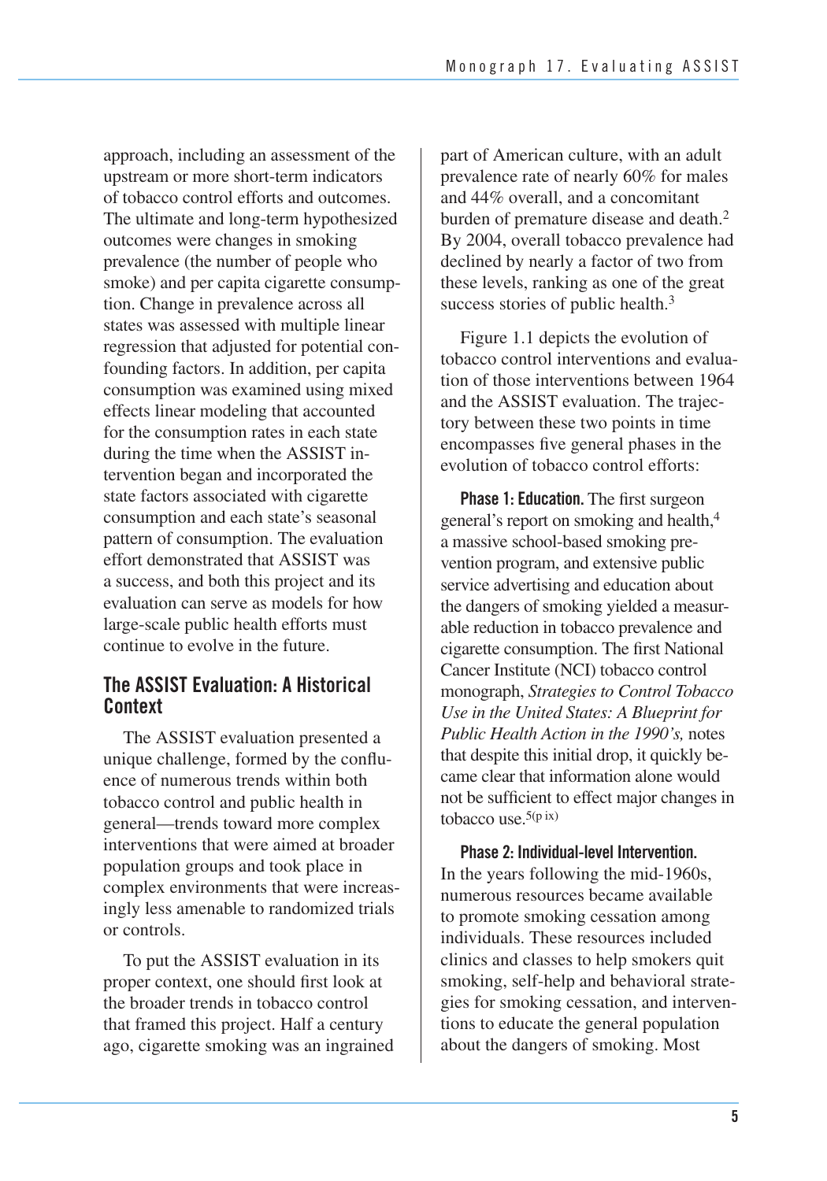approach, including an assessment of the upstream or more short-term indicators of tobacco control efforts and outcomes. The ultimate and long-term hypothesized outcomes were changes in smoking prevalence (the number of people who smoke) and per capita cigarette consumption. Change in prevalence across all states was assessed with multiple linear regression that adjusted for potential confounding factors. In addition, per capita consumption was examined using mixed effects linear modeling that accounted for the consumption rates in each state during the time when the ASSIST intervention began and incorporated the state factors associated with cigarette consumption and each state's seasonal pattern of consumption. The evaluation effort demonstrated that ASSIST was a success, and both this project and its evaluation can serve as models for how large-scale public health efforts must continue to evolve in the future.

## The ASSIST Evaluation: A Historical Context

The ASSIST evaluation presented a unique challenge, formed by the confluence of numerous trends within both tobacco control and public health in general—trends toward more complex interventions that were aimed at broader population groups and took place in complex environments that were increasingly less amenable to randomized trials or controls.

To put the ASSIST evaluation in its proper context, one should first look at the broader trends in tobacco control that framed this project. Half a century ago, cigarette smoking was an ingrained part of American culture, with an adult prevalence rate of nearly 60% for males and 44% overall, and a concomitant burden of premature disease and death.[2] By 2004, overall tobacco prevalence had declined by nearly a factor of two from these levels, ranking as one of the great success stories of public health.[3]

Figure 1.1 depicts the evolution of tobacco control interventions and evaluation of those interventions between 1964 and the ASSIST evaluation. The trajectory between these two points in time encompasses five general phases in the evolution of tobacco control efforts:

**Phase 1: Education.** The first surgeon general's report on smoking and health,[4] a massive school-based smoking prevention program, and extensive public service advertising and education about the dangers of smoking yielded a measurable reduction in tobacco prevalence and cigarette consumption. The first National Cancer Institute (NCI) tobacco control monograph, *Strategies to Control Tobacco Use in the United States: A Blueprint for Public Health Action in the 1990's,* notes that despite this initial drop, it quickly became clear that information alone would not be sufficient to effect major changes in tobacco use.[5(p ix)]

**Phase 2: Individual-level Intervention.** In the years following the mid-1960s, numerous resources became available to promote smoking cessation among individuals. These resources included clinics and classes to help smokers quit smoking, self-help and behavioral strategies for smoking cessation, and interventions to educate the general population about the dangers of smoking. Most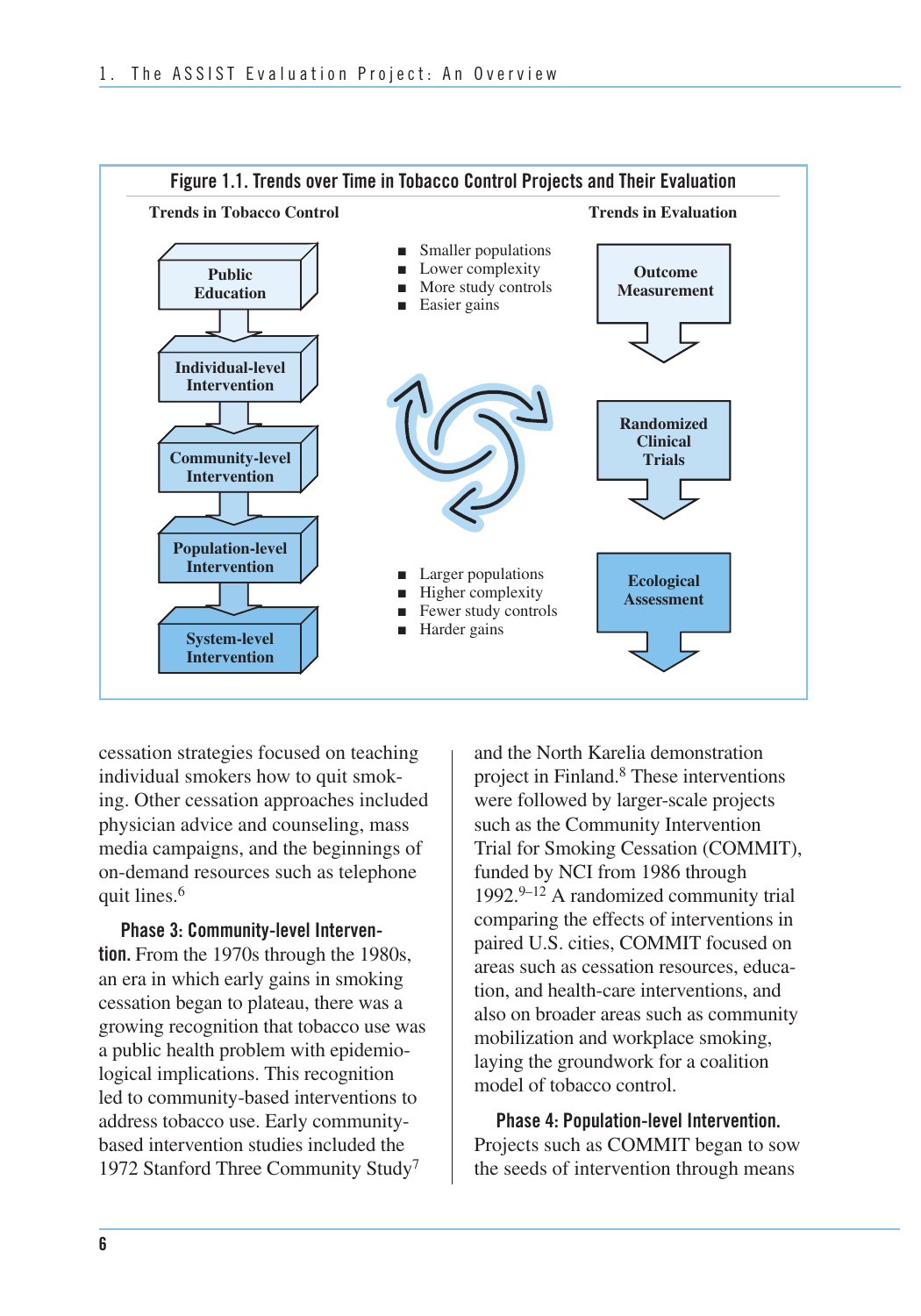**Figure 1.1. Trends over Time in Tobacco Control Projects and Their Evaluation**

**Trends in Tobacco Control**

- Public Education
- Individual-level Intervention
- Community-level Intervention
- Population-level Intervention
- System-level Intervention

**Trends in Evaluation**

- Outcome Measurement
- Randomized Clinical Trials
- Ecological Assessment

- Smaller populations
- Lower complexity
- More study controls
- Easier gains

- Larger populations
- Higher complexity
- Fewer study controls
- Harder gains

cessation strategies focused on teaching individual smokers how to quit smoking. Other cessation approaches included physician advice and counseling, mass media campaigns, and the beginnings of on-demand resources such as telephone quit lines.[6]

**Phase 3: Community-level Intervention.** From the 1970s through the 1980s, an era in which early gains in smoking cessation began to plateau, there was a growing recognition that tobacco use was a public health problem with epidemiological implications. This recognition led to community-based interventions to address tobacco use. Early community-based intervention studies included the 1972 Stanford Three Community Study[7] and the North Karelia demonstration project in Finland.[8] These interventions were followed by larger-scale projects such as the Community Intervention Trial for Smoking Cessation (COMMIT), funded by NCI from 1986 through 1992.[9–12] A randomized community trial comparing the effects of interventions in paired U.S. cities, COMMIT focused on areas such as cessation resources, education, and health-care interventions, and also on broader areas such as community mobilization and workplace smoking, laying the groundwork for a coalition model of tobacco control.

**Phase 4: Population-level Intervention.** Projects such as COMMIT began to sow the seeds of intervention through means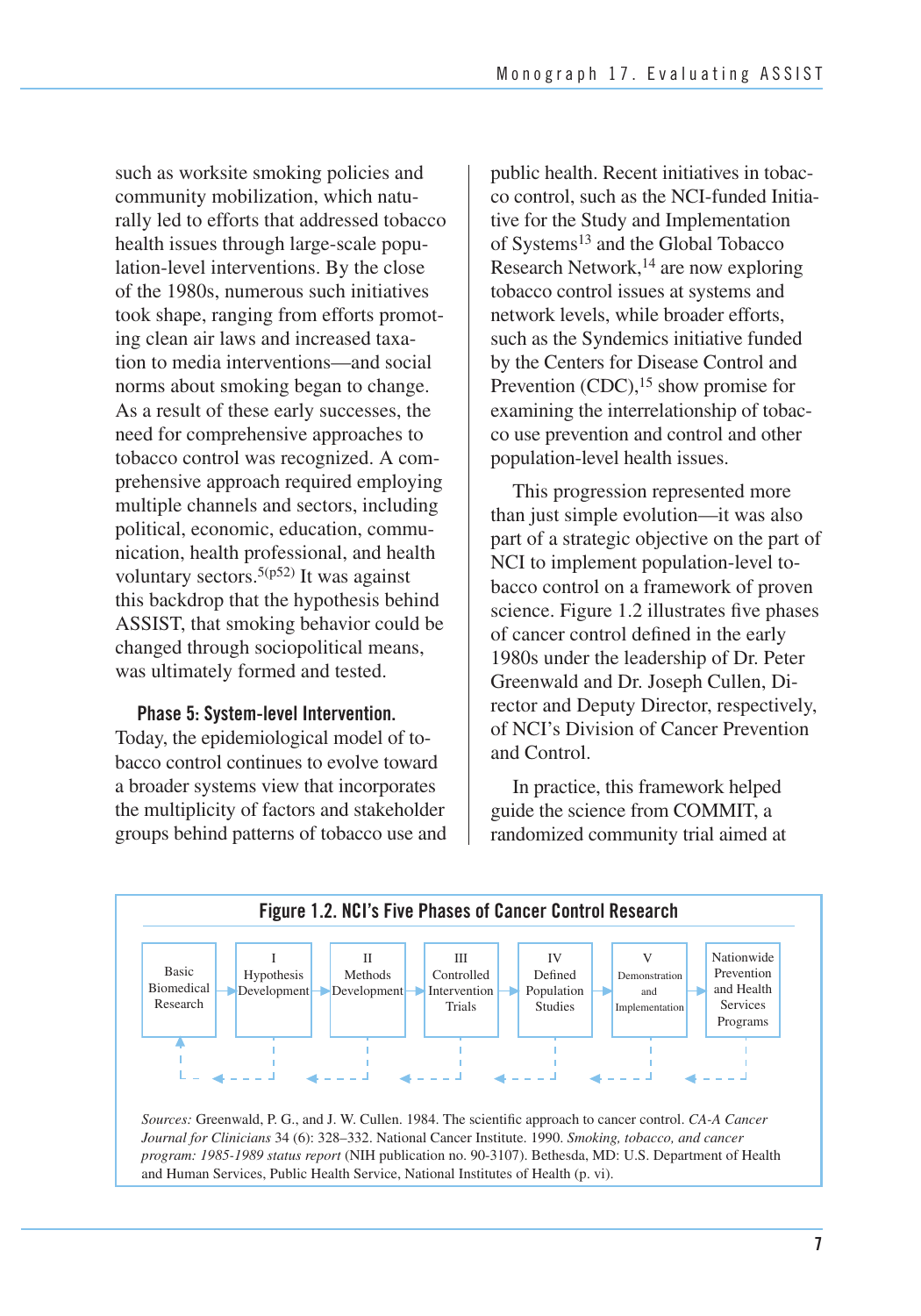such as worksite smoking policies and community mobilization, which naturally led to efforts that addressed tobacco health issues through large-scale population-level interventions. By the close of the 1980s, numerous such initiatives took shape, ranging from efforts promoting clean air laws and increased taxation to media interventions—and social norms about smoking began to change. As a result of these early successes, the need for comprehensive approaches to tobacco control was recognized. A comprehensive approach required employing multiple channels and sectors, including political, economic, education, communication, health professional, and health voluntary sectors.[5(p52)] It was against this backdrop that the hypothesis behind ASSIST, that smoking behavior could be changed through sociopolitical means, was ultimately formed and tested.

**Phase 5: System-level Intervention.** Today, the epidemiological model of tobacco control continues to evolve toward a broader systems view that incorporates the multiplicity of factors and stakeholder groups behind patterns of tobacco use and public health. Recent initiatives in tobacco control, such as the NCI-funded Initiative for the Study and Implementation of Systems[13] and the Global Tobacco Research Network,[14] are now exploring tobacco control issues at systems and network levels, while broader efforts, such as the Syndemics initiative funded by the Centers for Disease Control and Prevention (CDC),[15] show promise for examining the interrelationship of tobacco use prevention and control and other population-level health issues.

This progression represented more than just simple evolution—it was also part of a strategic objective on the part of NCI to implement population-level tobacco control on a framework of proven science. Figure 1.2 illustrates five phases of cancer control defined in the early 1980s under the leadership of Dr. Peter Greenwald and Dr. Joseph Cullen, Director and Deputy Director, respectively, of NCI's Division of Cancer Prevention and Control.

In practice, this framework helped guide the science from COMMIT, a randomized community trial aimed at

**Figure 1.2. NCI's Five Phases of Cancer Control Research**

Basic Biomedical Research → I Hypothesis Development → II Methods Development → III Controlled Intervention Trials → IV Defined Population Studies → V Demonstration and Implementation → Nationwide Prevention and Health Services Programs

*Sources:* Greenwald, P. G., and J. W. Cullen. 1984. The scientific approach to cancer control. *CA-A Cancer Journal for Clinicians* 34 (6): 328–332. National Cancer Institute. 1990. *Smoking, tobacco, and cancer program: 1985-1989 status report* (NIH publication no. 90-3107). Bethesda, MD: U.S. Department of Health and Human Services, Public Health Service, National Institutes of Health (p. vi).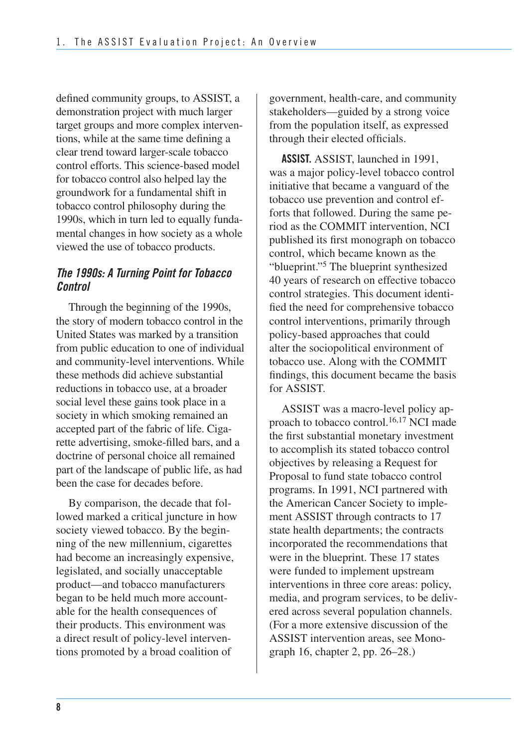defined community groups, to ASSIST, a demonstration project with much larger target groups and more complex interventions, while at the same time defining a clear trend toward larger-scale tobacco control efforts. This science-based model for tobacco control also helped lay the groundwork for a fundamental shift in tobacco control philosophy during the 1990s, which in turn led to equally fundamental changes in how society as a whole viewed the use of tobacco products.

### *The 1990s: A Turning Point for Tobacco Control*

Through the beginning of the 1990s, the story of modern tobacco control in the United States was marked by a transition from public education to one of individual and community-level interventions. While these methods did achieve substantial reductions in tobacco use, at a broader social level these gains took place in a society in which smoking remained an accepted part of the fabric of life. Cigarette advertising, smoke-filled bars, and a doctrine of personal choice all remained part of the landscape of public life, as had been the case for decades before.

By comparison, the decade that followed marked a critical juncture in how society viewed tobacco. By the beginning of the new millennium, cigarettes had become an increasingly expensive, legislated, and socially unacceptable product—and tobacco manufacturers began to be held much more accountable for the health consequences of their products. This environment was a direct result of policy-level interventions promoted by a broad coalition of government, health-care, and community stakeholders—guided by a strong voice from the population itself, as expressed through their elected officials.

**ASSIST.** ASSIST, launched in 1991, was a major policy-level tobacco control initiative that became a vanguard of the tobacco use prevention and control efforts that followed. During the same period as the COMMIT intervention, NCI published its first monograph on tobacco control, which became known as the "blueprint."[5] The blueprint synthesized 40 years of research on effective tobacco control strategies. This document identified the need for comprehensive tobacco control interventions, primarily through policy-based approaches that could alter the sociopolitical environment of tobacco use. Along with the COMMIT findings, this document became the basis for ASSIST.

ASSIST was a macro-level policy approach to tobacco control.[16,17] NCI made the first substantial monetary investment to accomplish its stated tobacco control objectives by releasing a Request for Proposal to fund state tobacco control programs. In 1991, NCI partnered with the American Cancer Society to implement ASSIST through contracts to 17 state health departments; the contracts incorporated the recommendations that were in the blueprint. These 17 states were funded to implement upstream interventions in three core areas: policy, media, and program services, to be delivered across several population channels. (For a more extensive discussion of the ASSIST intervention areas, see Monograph 16, chapter 2, pp. 26–28.)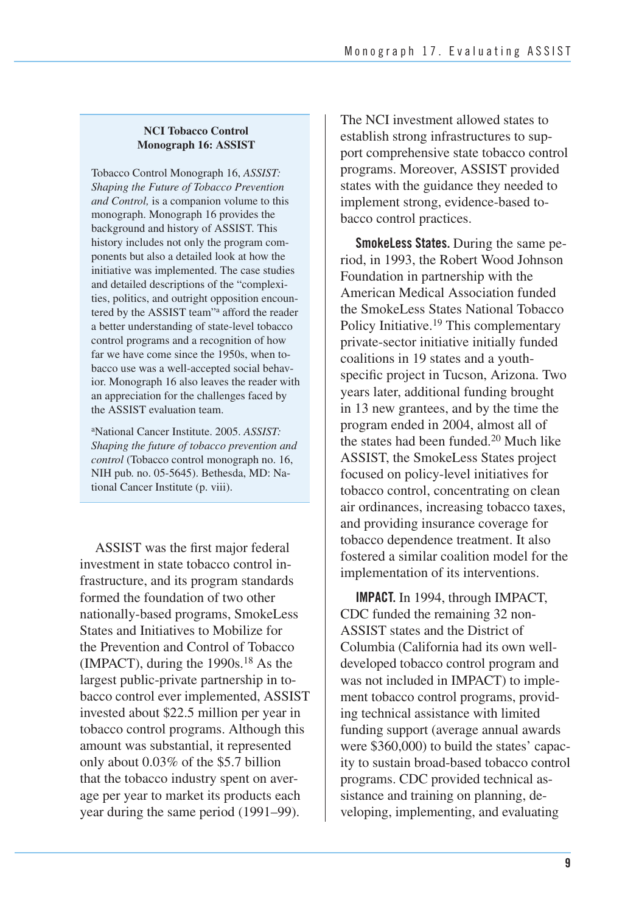**NCI Tobacco Control Monograph 16: ASSIST**

Tobacco Control Monograph 16, *ASSIST: Shaping the Future of Tobacco Prevention and Control,* is a companion volume to this monograph. Monograph 16 provides the background and history of ASSIST. This history includes not only the program components but also a detailed look at how the initiative was implemented. The case studies and detailed descriptions of the "complexities, politics, and outright opposition encountered by the ASSIST team"[a] afford the reader a better understanding of state-level tobacco control programs and a recognition of how far we have come since the 1950s, when tobacco use was a well-accepted social behavior. Monograph 16 also leaves the reader with an appreciation for the challenges faced by the ASSIST evaluation team.

[a]National Cancer Institute. 2005. *ASSIST: Shaping the future of tobacco prevention and control* (Tobacco control monograph no. 16, NIH pub. no. 05-5645). Bethesda, MD: National Cancer Institute (p. viii).

ASSIST was the first major federal investment in state tobacco control infrastructure, and its program standards formed the foundation of two other nationally-based programs, SmokeLess States and Initiatives to Mobilize for the Prevention and Control of Tobacco (IMPACT), during the 1990s.[18] As the largest public-private partnership in tobacco control ever implemented, ASSIST invested about $22.5 million per year in tobacco control programs. Although this amount was substantial, it represented only about 0.03% of the $5.7 billion that the tobacco industry spent on average per year to market its products each year during the same period (1991–99). The NCI investment allowed states to establish strong infrastructures to support comprehensive state tobacco control programs. Moreover, ASSIST provided states with the guidance they needed to implement strong, evidence-based tobacco control practices.

**SmokeLess States.** During the same period, in 1993, the Robert Wood Johnson Foundation in partnership with the American Medical Association funded the SmokeLess States National Tobacco Policy Initiative.[19] This complementary private-sector initiative initially funded coalitions in 19 states and a youth-specific project in Tucson, Arizona. Two years later, additional funding brought in 13 new grantees, and by the time the program ended in 2004, almost all of the states had been funded.[20] Much like ASSIST, the SmokeLess States project focused on policy-level initiatives for tobacco control, concentrating on clean air ordinances, increasing tobacco taxes, and providing insurance coverage for tobacco dependence treatment. It also fostered a similar coalition model for the implementation of its interventions.

**IMPACT.** In 1994, through IMPACT, CDC funded the remaining 32 non-ASSIST states and the District of Columbia (California had its own well-developed tobacco control program and was not included in IMPACT) to implement tobacco control programs, providing technical assistance with limited funding support (average annual awards were $360,000) to build the states' capacity to sustain broad-based tobacco control programs. CDC provided technical assistance and training on planning, developing, implementing, and evaluating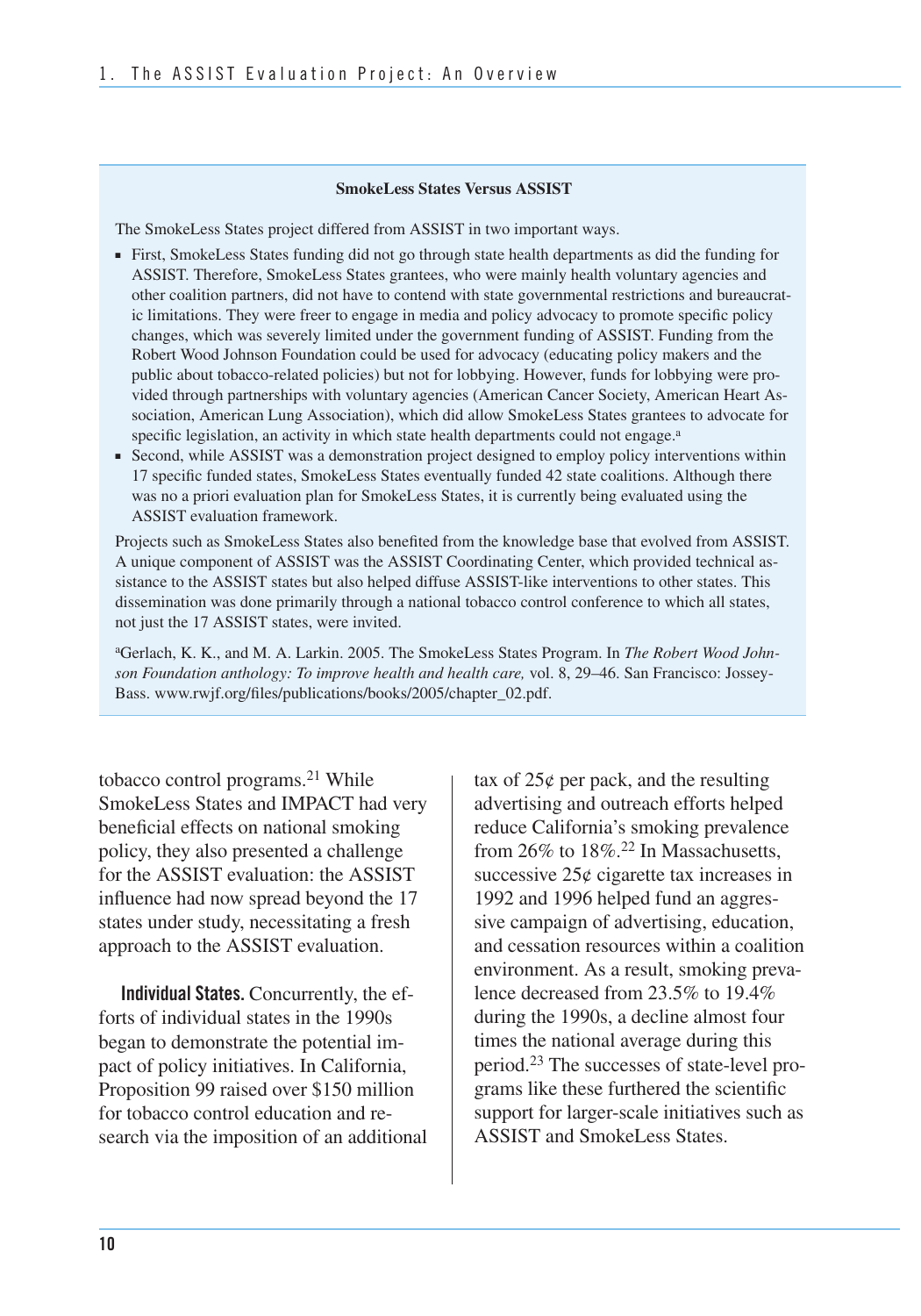### SmokeLess States Versus ASSIST

The SmokeLess States project differed from ASSIST in two important ways.

- First, SmokeLess States funding did not go through state health departments as did the funding for ASSIST. Therefore, SmokeLess States grantees, who were mainly health voluntary agencies and other coalition partners, did not have to contend with state governmental restrictions and bureaucratic limitations. They were freer to engage in media and policy advocacy to promote specific policy changes, which was severely limited under the government funding of ASSIST. Funding from the Robert Wood Johnson Foundation could be used for advocacy (educating policy makers and the public about tobacco-related policies) but not for lobbying. However, funds for lobbying were provided through partnerships with voluntary agencies (American Cancer Society, American Heart Association, American Lung Association), which did allow SmokeLess States grantees to advocate for specific legislation, an activity in which state health departments could not engage.[a]
- Second, while ASSIST was a demonstration project designed to employ policy interventions within 17 specific funded states, SmokeLess States eventually funded 42 state coalitions. Although there was no a priori evaluation plan for SmokeLess States, it is currently being evaluated using the ASSIST evaluation framework.

Projects such as SmokeLess States also benefited from the knowledge base that evolved from ASSIST. A unique component of ASSIST was the ASSIST Coordinating Center, which provided technical assistance to the ASSIST states but also helped diffuse ASSIST-like interventions to other states. This dissemination was done primarily through a national tobacco control conference to which all states, not just the 17 ASSIST states, were invited.

[a]Gerlach, K. K., and M. A. Larkin. 2005. The SmokeLess States Program. In *The Robert Wood Johnson Foundation anthology: To improve health and health care,* vol. 8, 29–46. San Francisco: Jossey-Bass. www.rwjf.org/files/publications/books/2005/chapter_02.pdf.

tobacco control programs.[21] While SmokeLess States and IMPACT had very beneficial effects on national smoking policy, they also presented a challenge for the ASSIST evaluation: the ASSIST influence had now spread beyond the 17 states under study, necessitating a fresh approach to the ASSIST evaluation.

**Individual States.** Concurrently, the efforts of individual states in the 1990s began to demonstrate the potential impact of policy initiatives. In California, Proposition 99 raised over $150 million for tobacco control education and research via the imposition of an additional tax of 25¢ per pack, and the resulting advertising and outreach efforts helped reduce California's smoking prevalence from 26% to 18%.[22] In Massachusetts, successive 25¢ cigarette tax increases in 1992 and 1996 helped fund an aggressive campaign of advertising, education, and cessation resources within a coalition environment. As a result, smoking prevalence decreased from 23.5% to 19.4% during the 1990s, a decline almost four times the national average during this period.[23] The successes of state-level programs like these furthered the scientific support for larger-scale initiatives such as ASSIST and SmokeLess States.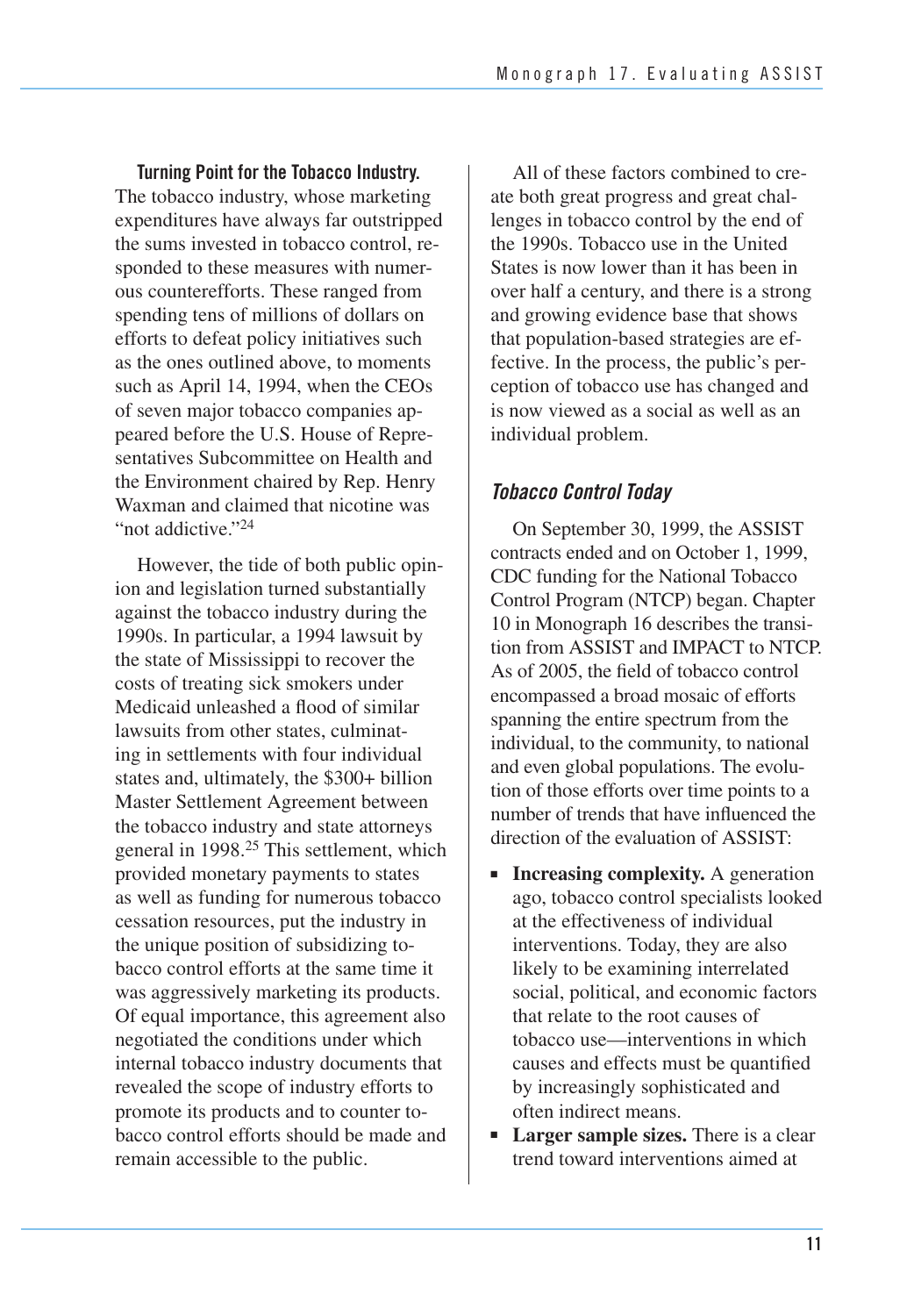**Turning Point for the Tobacco Industry.** The tobacco industry, whose marketing expenditures have always far outstripped the sums invested in tobacco control, responded to these measures with numerous counterefforts. These ranged from spending tens of millions of dollars on efforts to defeat policy initiatives such as the ones outlined above, to moments such as April 14, 1994, when the CEOs of seven major tobacco companies appeared before the U.S. House of Representatives Subcommittee on Health and the Environment chaired by Rep. Henry Waxman and claimed that nicotine was "not addictive."[24]

However, the tide of both public opinion and legislation turned substantially against the tobacco industry during the 1990s. In particular, a 1994 lawsuit by the state of Mississippi to recover the costs of treating sick smokers under Medicaid unleashed a flood of similar lawsuits from other states, culminating in settlements with four individual states and, ultimately, the $300+ billion Master Settlement Agreement between the tobacco industry and state attorneys general in 1998.[25] This settlement, which provided monetary payments to states as well as funding for numerous tobacco cessation resources, put the industry in the unique position of subsidizing tobacco control efforts at the same time it was aggressively marketing its products. Of equal importance, this agreement also negotiated the conditions under which internal tobacco industry documents that revealed the scope of industry efforts to promote its products and to counter tobacco control efforts should be made and remain accessible to the public.

All of these factors combined to create both great progress and great challenges in tobacco control by the end of the 1990s. Tobacco use in the United States is now lower than it has been in over half a century, and there is a strong and growing evidence base that shows that population-based strategies are effective. In the process, the public's perception of tobacco use has changed and is now viewed as a social as well as an individual problem.

### *Tobacco Control Today*

On September 30, 1999, the ASSIST contracts ended and on October 1, 1999, CDC funding for the National Tobacco Control Program (NTCP) began. Chapter 10 in Monograph 16 describes the transition from ASSIST and IMPACT to NTCP. As of 2005, the field of tobacco control encompassed a broad mosaic of efforts spanning the entire spectrum from the individual, to the community, to national and even global populations. The evolution of those efforts over time points to a number of trends that have influenced the direction of the evaluation of ASSIST:

- **Increasing complexity.** A generation ago, tobacco control specialists looked at the effectiveness of individual interventions. Today, they are also likely to be examining interrelated social, political, and economic factors that relate to the root causes of tobacco use—interventions in which causes and effects must be quantified by increasingly sophisticated and often indirect means.
- **Larger sample sizes.** There is a clear trend toward interventions aimed at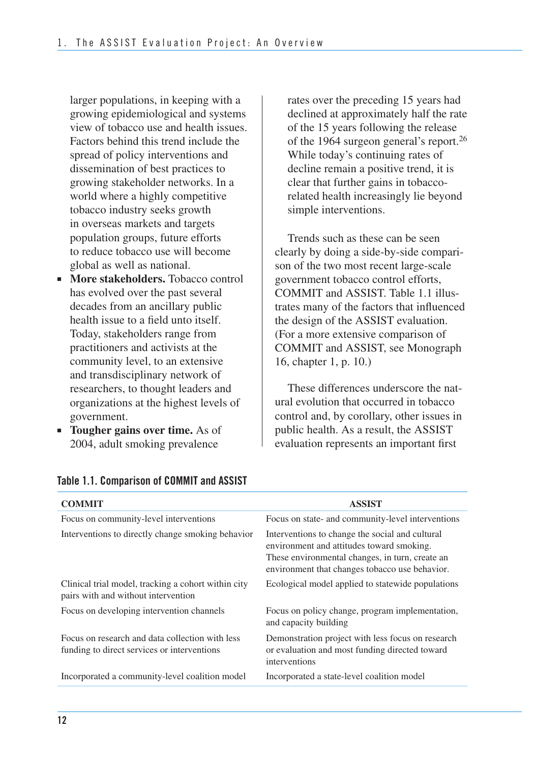larger populations, in keeping with a growing epidemiological and systems view of tobacco use and health issues. Factors behind this trend include the spread of policy interventions and dissemination of best practices to growing stakeholder networks. In a world where a highly competitive tobacco industry seeks growth in overseas markets and targets population groups, future efforts to reduce tobacco use will become global as well as national.

- **More stakeholders.** Tobacco control has evolved over the past several decades from an ancillary public health issue to a field unto itself. Today, stakeholders range from practitioners and activists at the community level, to an extensive and transdisciplinary network of researchers, to thought leaders and organizations at the highest levels of government.
- **Tougher gains over time.** As of 2004, adult smoking prevalence rates over the preceding 15 years had declined at approximately half the rate of the 15 years following the release of the 1964 surgeon general's report.[26] While today's continuing rates of decline remain a positive trend, it is clear that further gains in tobacco-related health increasingly lie beyond simple interventions.

Trends such as these can be seen clearly by doing a side-by-side comparison of the two most recent large-scale government tobacco control efforts, COMMIT and ASSIST. Table 1.1 illustrates many of the factors that influenced the design of the ASSIST evaluation. (For a more extensive comparison of COMMIT and ASSIST, see Monograph 16, chapter 1, p. 10.)

These differences underscore the natural evolution that occurred in tobacco control and, by corollary, other issues in public health. As a result, the ASSIST evaluation represents an important first

**Table 1.1. Comparison of COMMIT and ASSIST**

| COMMIT | ASSIST |
|---|---|
| Focus on community-level interventions | Focus on state- and community-level interventions |
| Interventions to directly change smoking behavior | Interventions to change the social and cultural environment and attitudes toward smoking. These environmental changes, in turn, create an environment that changes tobacco use behavior. |
| Clinical trial model, tracking a cohort within city pairs with and without intervention | Ecological model applied to statewide populations |
| Focus on developing intervention channels | Focus on policy change, program implementation, and capacity building |
| Focus on research and data collection with less funding to direct services or interventions | Demonstration project with less focus on research or evaluation and most funding directed toward interventions |
| Incorporated a community-level coalition model | Incorporated a state-level coalition model |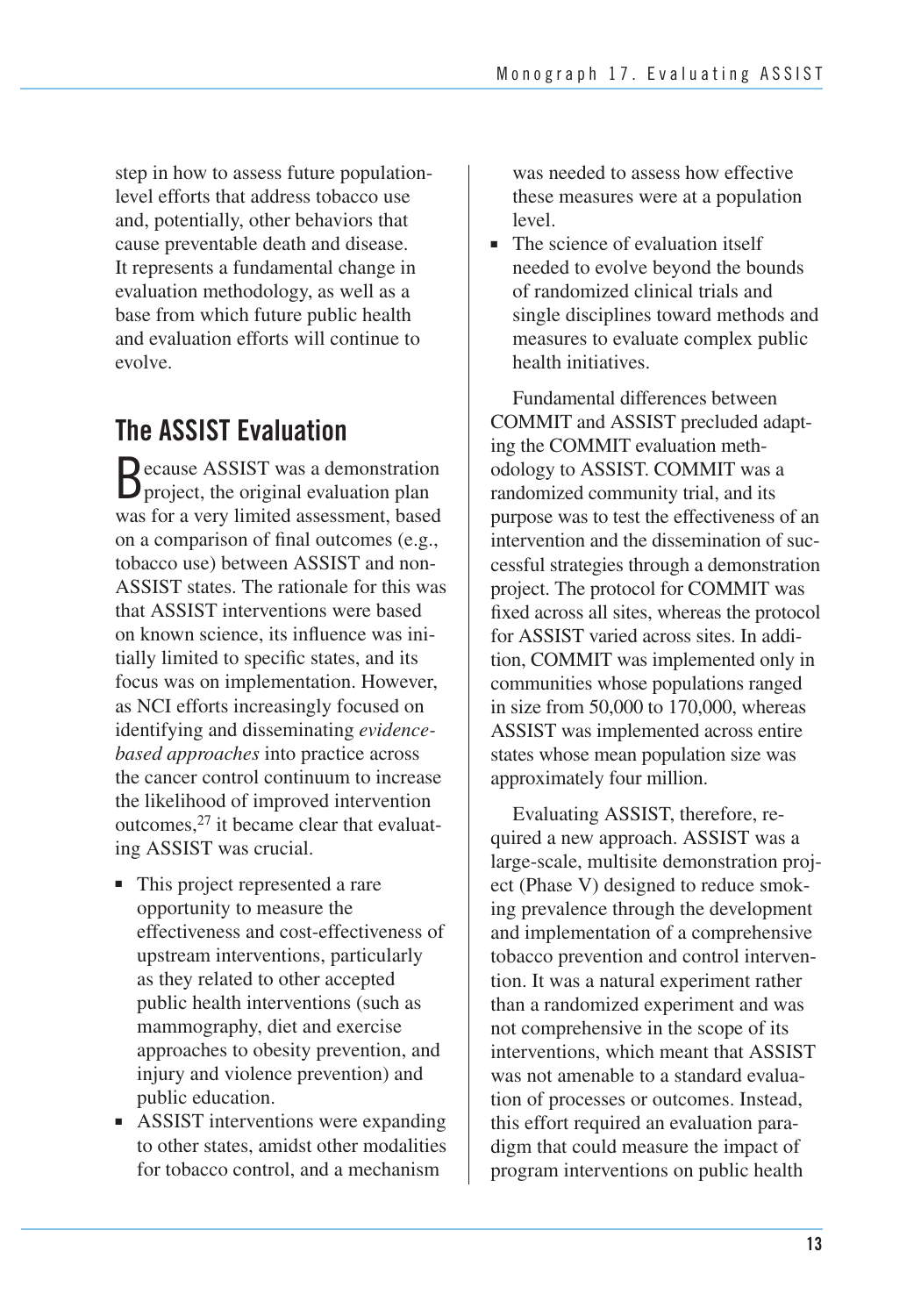step in how to assess future population-level efforts that address tobacco use and, potentially, other behaviors that cause preventable death and disease. It represents a fundamental change in evaluation methodology, as well as a base from which future public health and evaluation efforts will continue to evolve.

## The ASSIST Evaluation

Because ASSIST was a demonstration project, the original evaluation plan was for a very limited assessment, based on a comparison of final outcomes (e.g., tobacco use) between ASSIST and non-ASSIST states. The rationale for this was that ASSIST interventions were based on known science, its influence was initially limited to specific states, and its focus was on implementation. However, as NCI efforts increasingly focused on identifying and disseminating *evidence-based approaches* into practice across the cancer control continuum to increase the likelihood of improved intervention outcomes,[27] it became clear that evaluating ASSIST was crucial.

- This project represented a rare opportunity to measure the effectiveness and cost-effectiveness of upstream interventions, particularly as they related to other accepted public health interventions (such as mammography, diet and exercise approaches to obesity prevention, and injury and violence prevention) and public education.
- ASSIST interventions were expanding to other states, amidst other modalities for tobacco control, and a mechanism was needed to assess how effective these measures were at a population level.
- The science of evaluation itself needed to evolve beyond the bounds of randomized clinical trials and single disciplines toward methods and measures to evaluate complex public health initiatives.

Fundamental differences between COMMIT and ASSIST precluded adapting the COMMIT evaluation methodology to ASSIST. COMMIT was a randomized community trial, and its purpose was to test the effectiveness of an intervention and the dissemination of successful strategies through a demonstration project. The protocol for COMMIT was fixed across all sites, whereas the protocol for ASSIST varied across sites. In addition, COMMIT was implemented only in communities whose populations ranged in size from 50,000 to 170,000, whereas ASSIST was implemented across entire states whose mean population size was approximately four million.

Evaluating ASSIST, therefore, required a new approach. ASSIST was a large-scale, multisite demonstration project (Phase V) designed to reduce smoking prevalence through the development and implementation of a comprehensive tobacco prevention and control intervention. It was a natural experiment rather than a randomized experiment and was not comprehensive in the scope of its interventions, which meant that ASSIST was not amenable to a standard evaluation of processes or outcomes. Instead, this effort required an evaluation paradigm that could measure the impact of program interventions on public health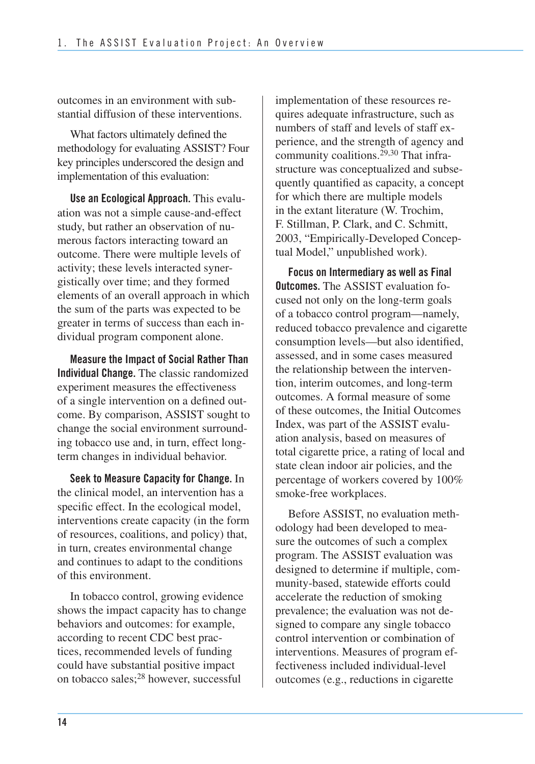outcomes in an environment with substantial diffusion of these interventions.

What factors ultimately defined the methodology for evaluating ASSIST? Four key principles underscored the design and implementation of this evaluation:

**Use an Ecological Approach.** This evaluation was not a simple cause-and-effect study, but rather an observation of numerous factors interacting toward an outcome. There were multiple levels of activity; these levels interacted synergistically over time; and they formed elements of an overall approach in which the sum of the parts was expected to be greater in terms of success than each individual program component alone.

**Measure the Impact of Social Rather Than Individual Change.** The classic randomized experiment measures the effectiveness of a single intervention on a defined outcome. By comparison, ASSIST sought to change the social environment surrounding tobacco use and, in turn, effect long-term changes in individual behavior.

**Seek to Measure Capacity for Change.** In the clinical model, an intervention has a specific effect. In the ecological model, interventions create capacity (in the form of resources, coalitions, and policy) that, in turn, creates environmental change and continues to adapt to the conditions of this environment.

In tobacco control, growing evidence shows the impact capacity has to change behaviors and outcomes: for example, according to recent CDC best practices, recommended levels of funding could have substantial positive impact on tobacco sales;[28] however, successful implementation of these resources requires adequate infrastructure, such as numbers of staff and levels of staff experience, and the strength of agency and community coalitions.[29,30] That infrastructure was conceptualized and subsequently quantified as capacity, a concept for which there are multiple models in the extant literature (W. Trochim, F. Stillman, P. Clark, and C. Schmitt, 2003, "Empirically-Developed Conceptual Model," unpublished work).

**Focus on Intermediary as well as Final Outcomes.** The ASSIST evaluation focused not only on the long-term goals of a tobacco control program—namely, reduced tobacco prevalence and cigarette consumption levels—but also identified, assessed, and in some cases measured the relationship between the intervention, interim outcomes, and long-term outcomes. A formal measure of some of these outcomes, the Initial Outcomes Index, was part of the ASSIST evaluation analysis, based on measures of total cigarette price, a rating of local and state clean indoor air policies, and the percentage of workers covered by 100% smoke-free workplaces.

Before ASSIST, no evaluation methodology had been developed to measure the outcomes of such a complex program. The ASSIST evaluation was designed to determine if multiple, community-based, statewide efforts could accelerate the reduction of smoking prevalence; the evaluation was not designed to compare any single tobacco control intervention or combination of interventions. Measures of program effectiveness included individual-level outcomes (e.g., reductions in cigarette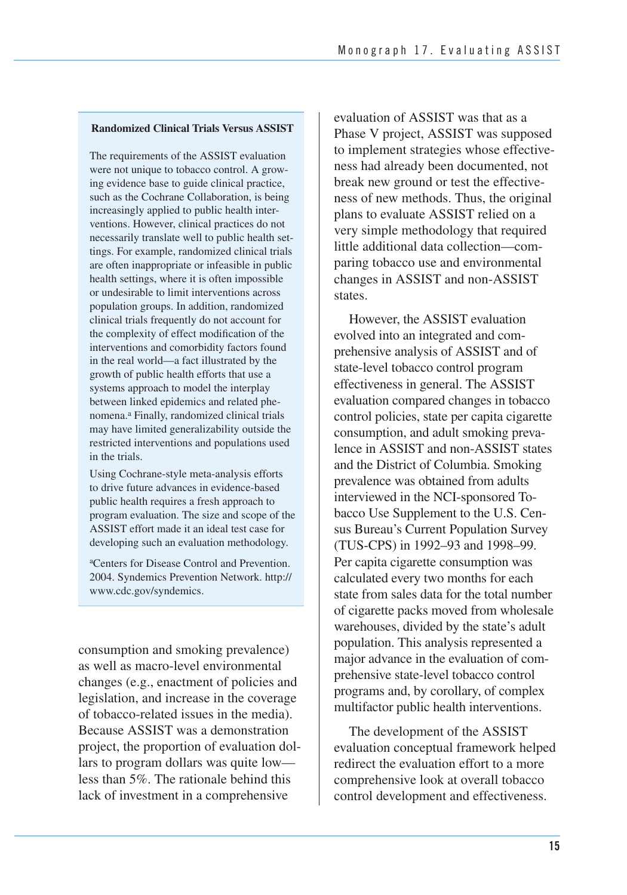> **Randomized Clinical Trials Versus ASSIST**
>
> The requirements of the ASSIST evaluation were not unique to tobacco control. A growing evidence base to guide clinical practice, such as the Cochrane Collaboration, is being increasingly applied to public health interventions. However, clinical practices do not necessarily translate well to public health settings. For example, randomized clinical trials are often inappropriate or infeasible in public health settings, where it is often impossible or undesirable to limit interventions across population groups. In addition, randomized clinical trials frequently do not account for the complexity of effect modification of the interventions and comorbidity factors found in the real world—a fact illustrated by the growth of public health efforts that use a systems approach to model the interplay between linked epidemics and related phenomena.[a] Finally, randomized clinical trials may have limited generalizability outside the restricted interventions and populations used in the trials.
>
> Using Cochrane-style meta-analysis efforts to drive future advances in evidence-based public health requires a fresh approach to program evaluation. The size and scope of the ASSIST effort made it an ideal test case for developing such an evaluation methodology.
>
> [a]Centers for Disease Control and Prevention. 2004. Syndemics Prevention Network. http://www.cdc.gov/syndemics.

consumption and smoking prevalence) as well as macro-level environmental changes (e.g., enactment of policies and legislation, and increase in the coverage of tobacco-related issues in the media). Because ASSIST was a demonstration project, the proportion of evaluation dollars to program dollars was quite low—less than 5%. The rationale behind this lack of investment in a comprehensive evaluation of ASSIST was that as a Phase V project, ASSIST was supposed to implement strategies whose effectiveness had already been documented, not break new ground or test the effectiveness of new methods. Thus, the original plans to evaluate ASSIST relied on a very simple methodology that required little additional data collection—comparing tobacco use and environmental changes in ASSIST and non-ASSIST states.

However, the ASSIST evaluation evolved into an integrated and comprehensive analysis of ASSIST and of state-level tobacco control program effectiveness in general. The ASSIST evaluation compared changes in tobacco control policies, state per capita cigarette consumption, and adult smoking prevalence in ASSIST and non-ASSIST states and the District of Columbia. Smoking prevalence was obtained from adults interviewed in the NCI-sponsored Tobacco Use Supplement to the U.S. Census Bureau's Current Population Survey (TUS-CPS) in 1992–93 and 1998–99. Per capita cigarette consumption was calculated every two months for each state from sales data for the total number of cigarette packs moved from wholesale warehouses, divided by the state's adult population. This analysis represented a major advance in the evaluation of comprehensive state-level tobacco control programs and, by corollary, of complex multifactor public health interventions.

The development of the ASSIST evaluation conceptual framework helped redirect the evaluation effort to a more comprehensive look at overall tobacco control development and effectiveness.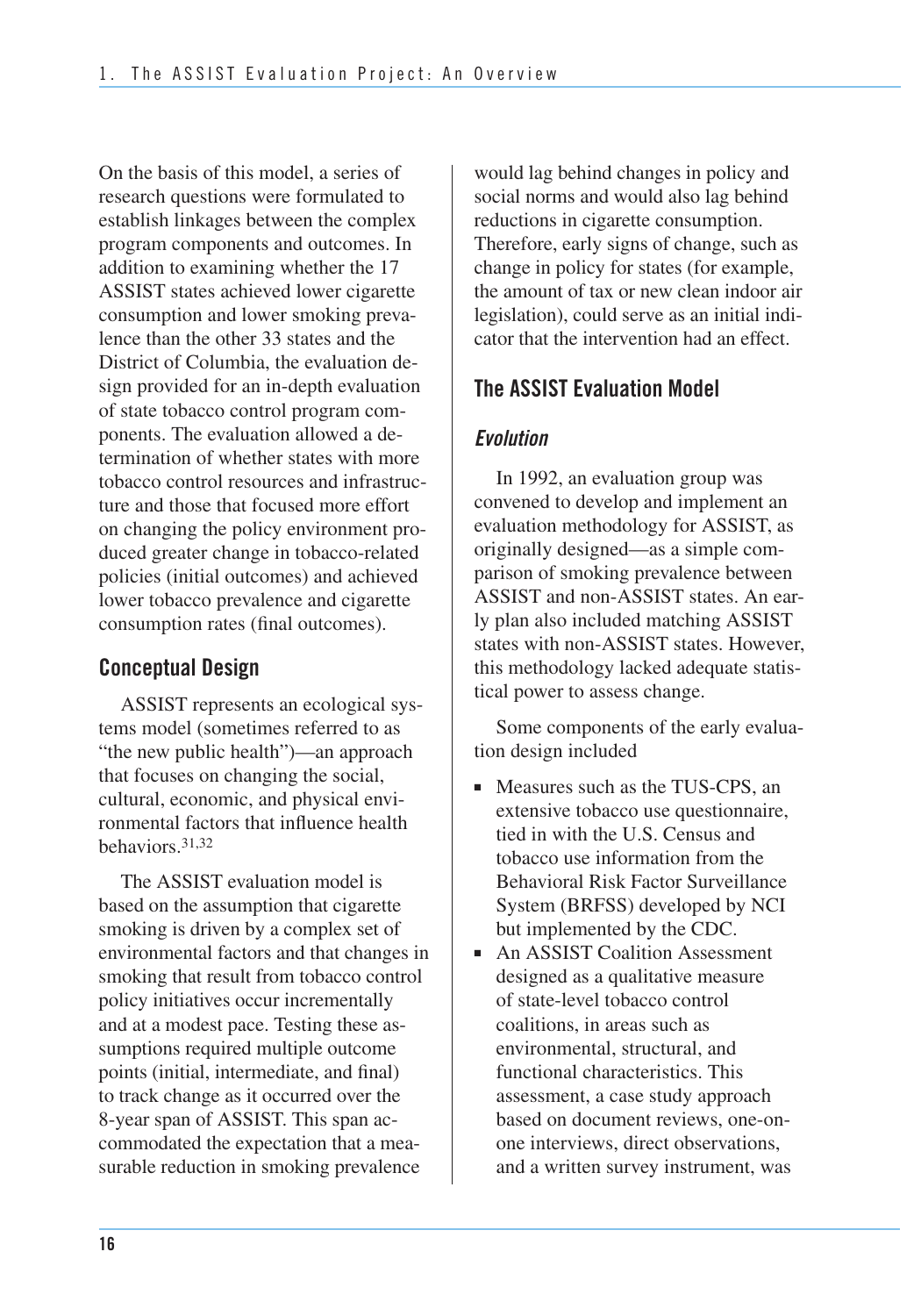On the basis of this model, a series of research questions were formulated to establish linkages between the complex program components and outcomes. In addition to examining whether the 17 ASSIST states achieved lower cigarette consumption and lower smoking prevalence than the other 33 states and the District of Columbia, the evaluation design provided for an in-depth evaluation of state tobacco control program components. The evaluation allowed a determination of whether states with more tobacco control resources and infrastructure and those that focused more effort on changing the policy environment produced greater change in tobacco-related policies (initial outcomes) and achieved lower tobacco prevalence and cigarette consumption rates (final outcomes).

## Conceptual Design

ASSIST represents an ecological systems model (sometimes referred to as "the new public health")—an approach that focuses on changing the social, cultural, economic, and physical environmental factors that influence health behaviors.[31,32]

The ASSIST evaluation model is based on the assumption that cigarette smoking is driven by a complex set of environmental factors and that changes in smoking that result from tobacco control policy initiatives occur incrementally and at a modest pace. Testing these assumptions required multiple outcome points (initial, intermediate, and final) to track change as it occurred over the 8-year span of ASSIST. This span accommodated the expectation that a measurable reduction in smoking prevalence would lag behind changes in policy and social norms and would also lag behind reductions in cigarette consumption. Therefore, early signs of change, such as change in policy for states (for example, the amount of tax or new clean indoor air legislation), could serve as an initial indicator that the intervention had an effect.

## The ASSIST Evaluation Model

### *Evolution*

In 1992, an evaluation group was convened to develop and implement an evaluation methodology for ASSIST, as originally designed—as a simple comparison of smoking prevalence between ASSIST and non-ASSIST states. An early plan also included matching ASSIST states with non-ASSIST states. However, this methodology lacked adequate statistical power to assess change.

Some components of the early evaluation design included

- Measures such as the TUS-CPS, an extensive tobacco use questionnaire, tied in with the U.S. Census and tobacco use information from the Behavioral Risk Factor Surveillance System (BRFSS) developed by NCI but implemented by the CDC.
- An ASSIST Coalition Assessment designed as a qualitative measure of state-level tobacco control coalitions, in areas such as environmental, structural, and functional characteristics. This assessment, a case study approach based on document reviews, one-on-one interviews, direct observations, and a written survey instrument, was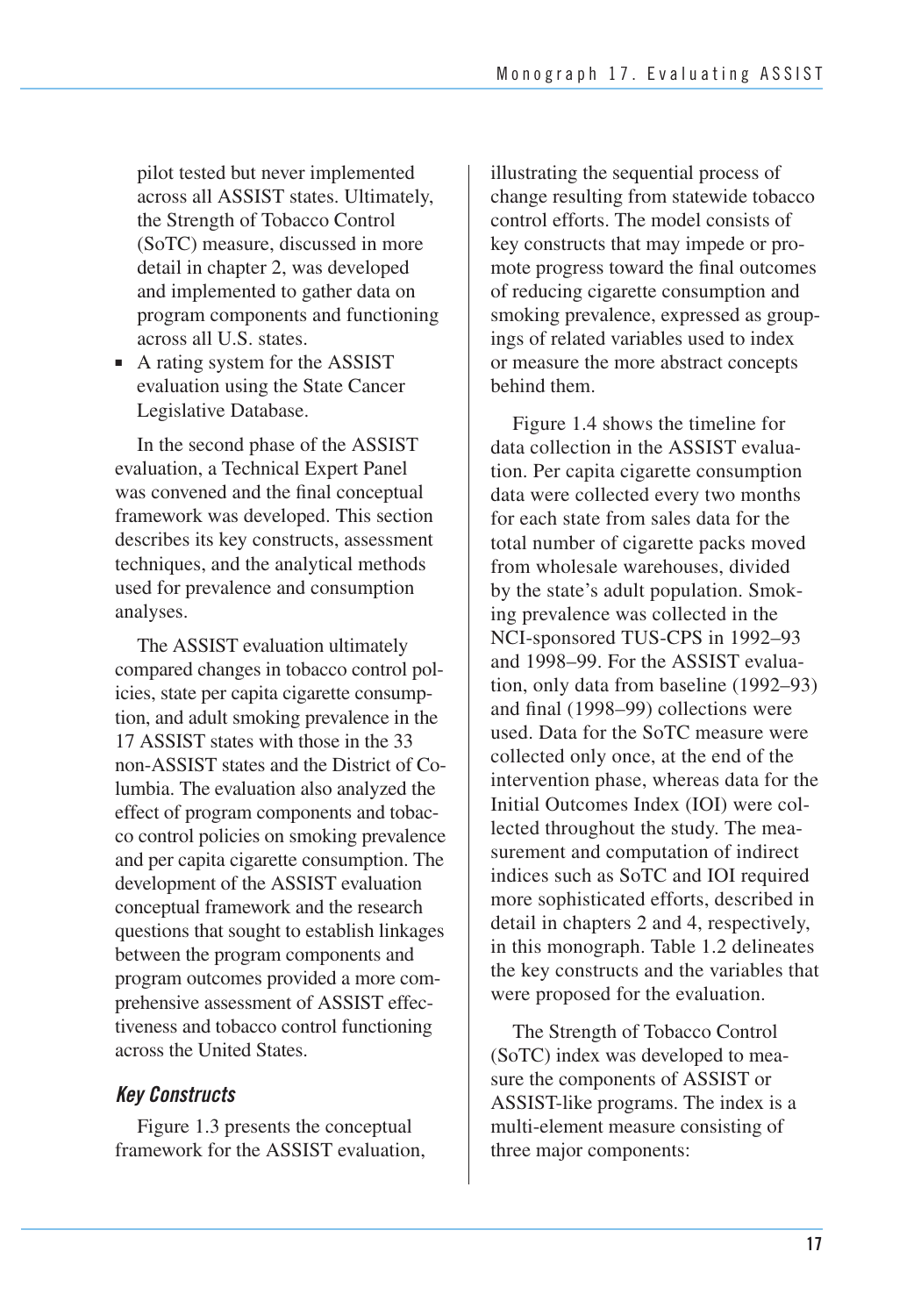pilot tested but never implemented across all ASSIST states. Ultimately, the Strength of Tobacco Control (SoTC) measure, discussed in more detail in chapter 2, was developed and implemented to gather data on program components and functioning across all U.S. states.

- A rating system for the ASSIST evaluation using the State Cancer Legislative Database.

In the second phase of the ASSIST evaluation, a Technical Expert Panel was convened and the final conceptual framework was developed. This section describes its key constructs, assessment techniques, and the analytical methods used for prevalence and consumption analyses.

The ASSIST evaluation ultimately compared changes in tobacco control policies, state per capita cigarette consumption, and adult smoking prevalence in the 17 ASSIST states with those in the 33 non-ASSIST states and the District of Columbia. The evaluation also analyzed the effect of program components and tobacco control policies on smoking prevalence and per capita cigarette consumption. The development of the ASSIST evaluation conceptual framework and the research questions that sought to establish linkages between the program components and program outcomes provided a more comprehensive assessment of ASSIST effectiveness and tobacco control functioning across the United States.

### *Key Constructs*

Figure 1.3 presents the conceptual framework for the ASSIST evaluation, illustrating the sequential process of change resulting from statewide tobacco control efforts. The model consists of key constructs that may impede or promote progress toward the final outcomes of reducing cigarette consumption and smoking prevalence, expressed as groupings of related variables used to index or measure the more abstract concepts behind them.

Figure 1.4 shows the timeline for data collection in the ASSIST evaluation. Per capita cigarette consumption data were collected every two months for each state from sales data for the total number of cigarette packs moved from wholesale warehouses, divided by the state's adult population. Smoking prevalence was collected in the NCI-sponsored TUS-CPS in 1992–93 and 1998–99. For the ASSIST evaluation, only data from baseline (1992–93) and final (1998–99) collections were used. Data for the SoTC measure were collected only once, at the end of the intervention phase, whereas data for the Initial Outcomes Index (IOI) were collected throughout the study. The measurement and computation of indirect indices such as SoTC and IOI required more sophisticated efforts, described in detail in chapters 2 and 4, respectively, in this monograph. Table 1.2 delineates the key constructs and the variables that were proposed for the evaluation.

The Strength of Tobacco Control (SoTC) index was developed to measure the components of ASSIST or ASSIST-like programs. The index is a multi-element measure consisting of three major components: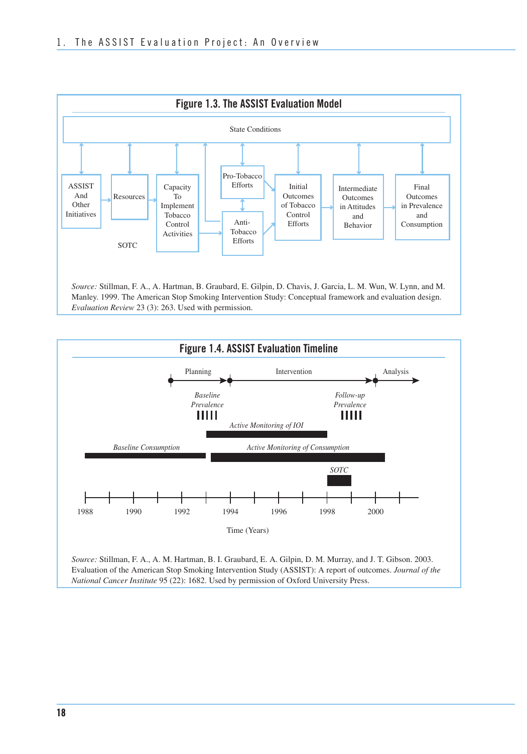**Figure 1.3. The ASSIST Evaluation Model**

State Conditions

ASSIST And Other Initiatives → Resources → Capacity To Implement Tobacco Control Activities → Anti-Tobacco Efforts ↔ Pro-Tobacco Efforts → Initial Outcomes of Tobacco Control Efforts → Intermediate Outcomes in Attitudes and Behavior → Final Outcomes in Prevalence and Consumption

SOTC

*Source:* Stillman, F. A., A. Hartman, B. Graubard, E. Gilpin, D. Chavis, J. Garcia, L. M. Wun, W. Lynn, and M. Manley. 1999. The American Stop Smoking Intervention Study: Conceptual framework and evaluation design. *Evaluation Review* 23 (3): 263. Used with permission.

**Figure 1.4. ASSIST Evaluation Timeline**

Planning — Intervention — Analysis

*Baseline Prevalence*

*Follow-up Prevalence*

*Active Monitoring of IOI*

*Baseline Consumption*

*Active Monitoring of Consumption*

*SOTC*

1988 1990 1992 1994 1996 1998 2000

Time (Years)

*Source:* Stillman, F. A., A. M. Hartman, B. I. Graubard, E. A. Gilpin, D. M. Murray, and J. T. Gibson. 2003. Evaluation of the American Stop Smoking Intervention Study (ASSIST): A report of outcomes. *Journal of the National Cancer Institute* 95 (22): 1682. Used by permission of Oxford University Press.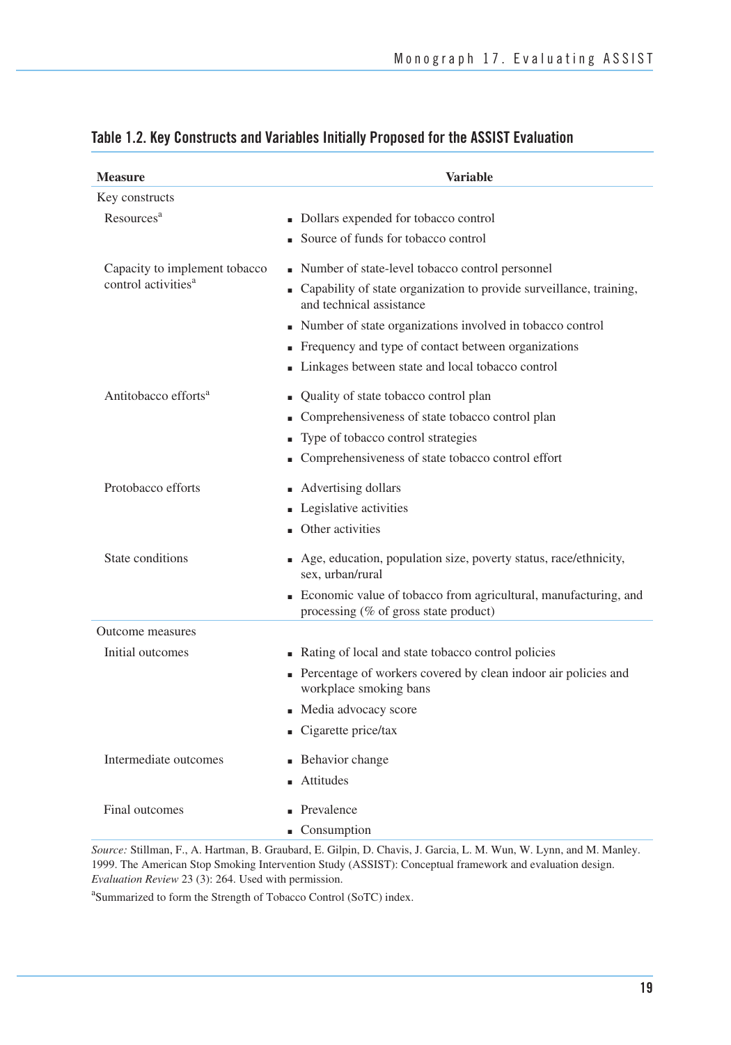## Table 1.2. Key Constructs and Variables Initially Proposed for the ASSIST Evaluation

| Measure | Variable |
|---|---|
| **Key constructs** | |
| Resources[a] | ▪ Dollars expended for tobacco control<br>▪ Source of funds for tobacco control |
| Capacity to implement tobacco control activities[a] | ▪ Number of state-level tobacco control personnel<br>▪ Capability of state organization to provide surveillance, training, and technical assistance<br>▪ Number of state organizations involved in tobacco control<br>▪ Frequency and type of contact between organizations<br>▪ Linkages between state and local tobacco control |
| Antitobacco efforts[a] | ▪ Quality of state tobacco control plan<br>▪ Comprehensiveness of state tobacco control plan<br>▪ Type of tobacco control strategies<br>▪ Comprehensiveness of state tobacco control effort |
| Protobacco efforts | ▪ Advertising dollars<br>▪ Legislative activities<br>▪ Other activities |
| State conditions | ▪ Age, education, population size, poverty status, race/ethnicity, sex, urban/rural<br>▪ Economic value of tobacco from agricultural, manufacturing, and processing (% of gross state product) |
| **Outcome measures** | |
| Initial outcomes | ▪ Rating of local and state tobacco control policies<br>▪ Percentage of workers covered by clean indoor air policies and workplace smoking bans<br>▪ Media advocacy score<br>▪ Cigarette price/tax |
| Intermediate outcomes | ▪ Behavior change<br>▪ Attitudes |
| Final outcomes | ▪ Prevalence<br>▪ Consumption |

*Source:* Stillman, F., A. Hartman, B. Graubard, E. Gilpin, D. Chavis, J. Garcia, L. M. Wun, W. Lynn, and M. Manley. 1999. The American Stop Smoking Intervention Study (ASSIST): Conceptual framework and evaluation design. *Evaluation Review* 23 (3): 264. Used with permission.

[a]Summarized to form the Strength of Tobacco Control (SoTC) index.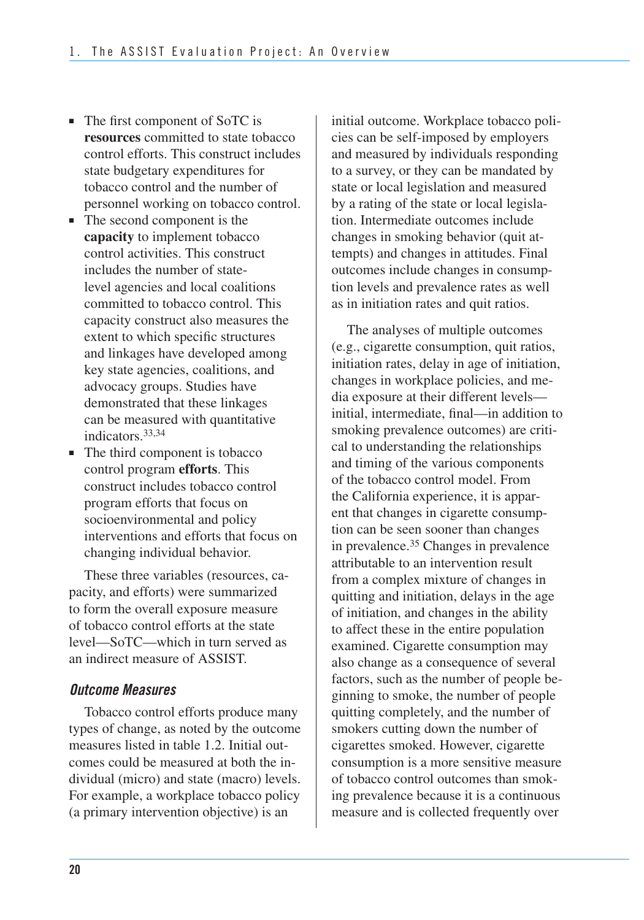- The first component of SoTC is **resources** committed to state tobacco control efforts. This construct includes state budgetary expenditures for tobacco control and the number of personnel working on tobacco control.
- The second component is the **capacity** to implement tobacco control activities. This construct includes the number of state-level agencies and local coalitions committed to tobacco control. This capacity construct also measures the extent to which specific structures and linkages have developed among key state agencies, coalitions, and advocacy groups. Studies have demonstrated that these linkages can be measured with quantitative indicators.[33,34]
- The third component is tobacco control program **efforts**. This construct includes tobacco control program efforts that focus on socioenvironmental and policy interventions and efforts that focus on changing individual behavior.

These three variables (resources, capacity, and efforts) were summarized to form the overall exposure measure of tobacco control efforts at the state level—SoTC—which in turn served as an indirect measure of ASSIST.

### *Outcome Measures*

Tobacco control efforts produce many types of change, as noted by the outcome measures listed in table 1.2. Initial outcomes could be measured at both the individual (micro) and state (macro) levels. For example, a workplace tobacco policy (a primary intervention objective) is an initial outcome. Workplace tobacco policies can be self-imposed by employers and measured by individuals responding to a survey, or they can be mandated by state or local legislation and measured by a rating of the state or local legislation. Intermediate outcomes include changes in smoking behavior (quit attempts) and changes in attitudes. Final outcomes include changes in consumption levels and prevalence rates as well as in initiation rates and quit ratios.

The analyses of multiple outcomes (e.g., cigarette consumption, quit ratios, initiation rates, delay in age of initiation, changes in workplace policies, and media exposure at their different levels—initial, intermediate, final—in addition to smoking prevalence outcomes) are critical to understanding the relationships and timing of the various components of the tobacco control model. From the California experience, it is apparent that changes in cigarette consumption can be seen sooner than changes in prevalence.[35] Changes in prevalence attributable to an intervention result from a complex mixture of changes in quitting and initiation, delays in the age of initiation, and changes in the ability to affect these in the entire population examined. Cigarette consumption may also change as a consequence of several factors, such as the number of people beginning to smoke, the number of people quitting completely, and the number of smokers cutting down the number of cigarettes smoked. However, cigarette consumption is a more sensitive measure of tobacco control outcomes than smoking prevalence because it is a continuous measure and is collected frequently over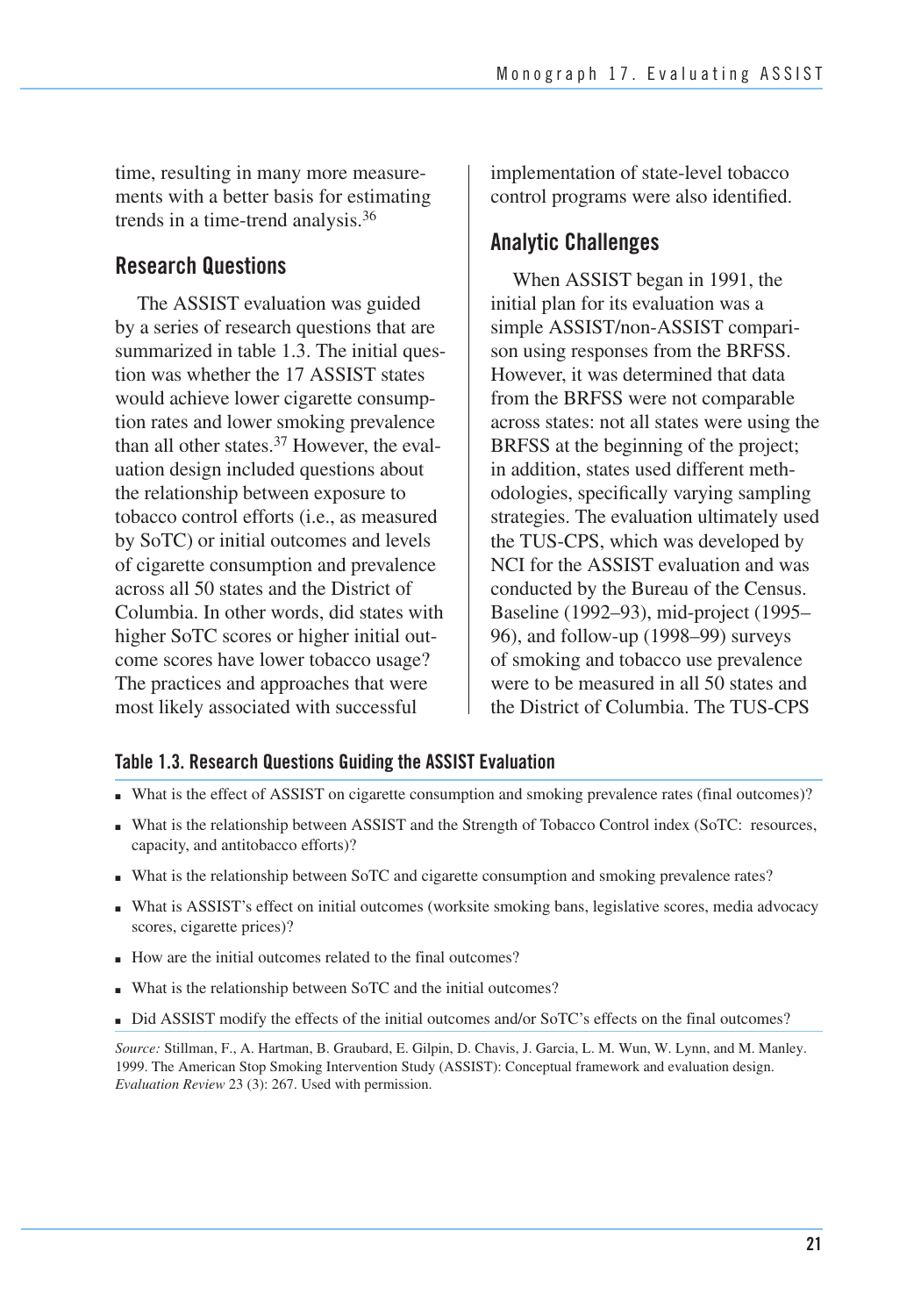time, resulting in many more measurements with a better basis for estimating trends in a time-trend analysis.[36]

## Research Questions

The ASSIST evaluation was guided by a series of research questions that are summarized in table 1.3. The initial question was whether the 17 ASSIST states would achieve lower cigarette consumption rates and lower smoking prevalence than all other states.[37] However, the evaluation design included questions about the relationship between exposure to tobacco control efforts (i.e., as measured by SoTC) or initial outcomes and levels of cigarette consumption and prevalence across all 50 states and the District of Columbia. In other words, did states with higher SoTC scores or higher initial outcome scores have lower tobacco usage? The practices and approaches that were most likely associated with successful implementation of state-level tobacco control programs were also identified.

## Analytic Challenges

When ASSIST began in 1991, the initial plan for its evaluation was a simple ASSIST/non-ASSIST comparison using responses from the BRFSS. However, it was determined that data from the BRFSS were not comparable across states: not all states were using the BRFSS at the beginning of the project; in addition, states used different methodologies, specifically varying sampling strategies. The evaluation ultimately used the TUS-CPS, which was developed by NCI for the ASSIST evaluation and was conducted by the Bureau of the Census. Baseline (1992–93), mid-project (1995–96), and follow-up (1998–99) surveys of smoking and tobacco use prevalence were to be measured in all 50 states and the District of Columbia. The TUS-CPS

### Table 1.3. Research Questions Guiding the ASSIST Evaluation

- What is the effect of ASSIST on cigarette consumption and smoking prevalence rates (final outcomes)?
- What is the relationship between ASSIST and the Strength of Tobacco Control index (SoTC: resources, capacity, and antitobacco efforts)?
- What is the relationship between SoTC and cigarette consumption and smoking prevalence rates?
- What is ASSIST's effect on initial outcomes (worksite smoking bans, legislative scores, media advocacy scores, cigarette prices)?
- How are the initial outcomes related to the final outcomes?
- What is the relationship between SoTC and the initial outcomes?
- Did ASSIST modify the effects of the initial outcomes and/or SoTC's effects on the final outcomes?

*Source:* Stillman, F., A. Hartman, B. Graubard, E. Gilpin, D. Chavis, J. Garcia, L. M. Wun, W. Lynn, and M. Manley. 1999. The American Stop Smoking Intervention Study (ASSIST): Conceptual framework and evaluation design. *Evaluation Review* 23 (3): 267. Used with permission.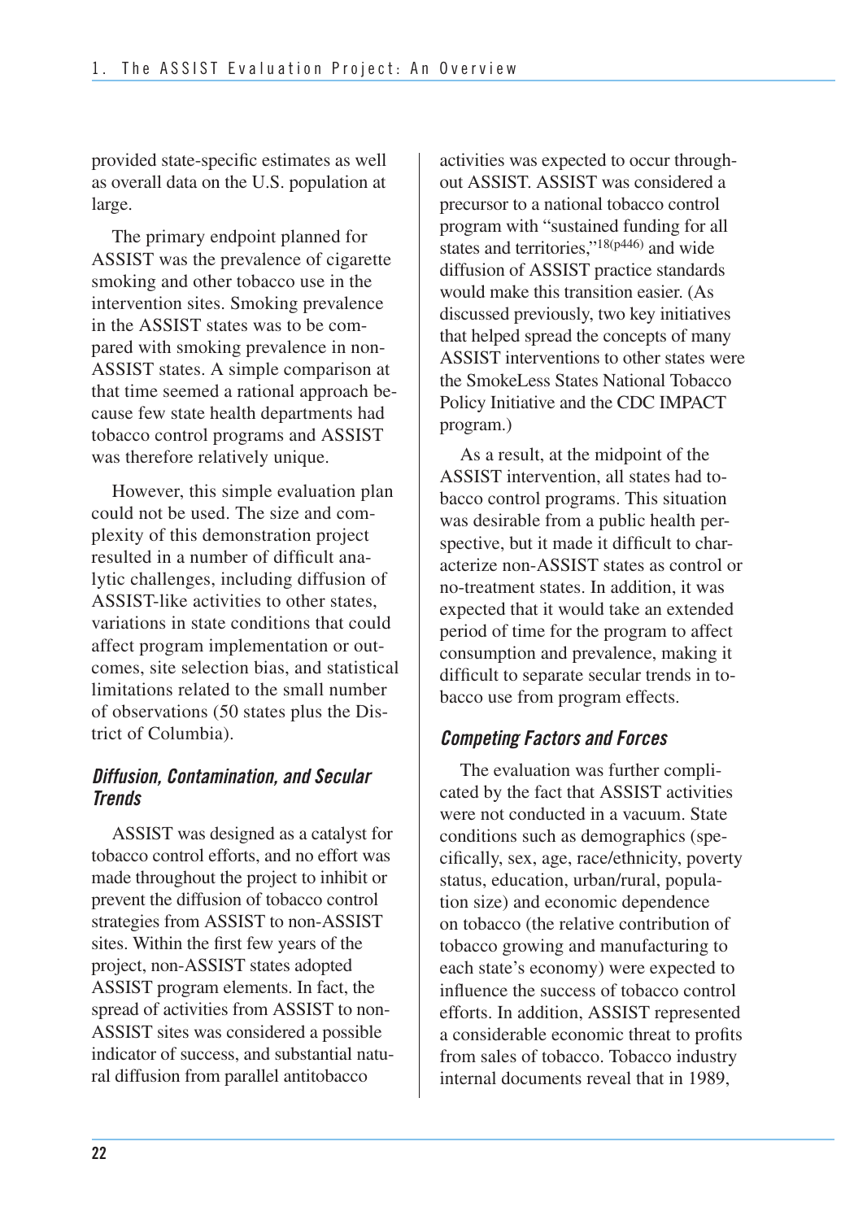provided state-specific estimates as well as overall data on the U.S. population at large.

The primary endpoint planned for ASSIST was the prevalence of cigarette smoking and other tobacco use in the intervention sites. Smoking prevalence in the ASSIST states was to be compared with smoking prevalence in non-ASSIST states. A simple comparison at that time seemed a rational approach because few state health departments had tobacco control programs and ASSIST was therefore relatively unique.

However, this simple evaluation plan could not be used. The size and complexity of this demonstration project resulted in a number of difficult analytic challenges, including diffusion of ASSIST-like activities to other states, variations in state conditions that could affect program implementation or outcomes, site selection bias, and statistical limitations related to the small number of observations (50 states plus the District of Columbia).

### *Diffusion, Contamination, and Secular Trends*

ASSIST was designed as a catalyst for tobacco control efforts, and no effort was made throughout the project to inhibit or prevent the diffusion of tobacco control strategies from ASSIST to non-ASSIST sites. Within the first few years of the project, non-ASSIST states adopted ASSIST program elements. In fact, the spread of activities from ASSIST to non-ASSIST sites was considered a possible indicator of success, and substantial natural diffusion from parallel antitobacco activities was expected to occur throughout ASSIST. ASSIST was considered a precursor to a national tobacco control program with "sustained funding for all states and territories,"[18(p446)] and wide diffusion of ASSIST practice standards would make this transition easier. (As discussed previously, two key initiatives that helped spread the concepts of many ASSIST interventions to other states were the SmokeLess States National Tobacco Policy Initiative and the CDC IMPACT program.)

As a result, at the midpoint of the ASSIST intervention, all states had tobacco control programs. This situation was desirable from a public health perspective, but it made it difficult to characterize non-ASSIST states as control or no-treatment states. In addition, it was expected that it would take an extended period of time for the program to affect consumption and prevalence, making it difficult to separate secular trends in tobacco use from program effects.

### *Competing Factors and Forces*

The evaluation was further complicated by the fact that ASSIST activities were not conducted in a vacuum. State conditions such as demographics (specifically, sex, age, race/ethnicity, poverty status, education, urban/rural, population size) and economic dependence on tobacco (the relative contribution of tobacco growing and manufacturing to each state's economy) were expected to influence the success of tobacco control efforts. In addition, ASSIST represented a considerable economic threat to profits from sales of tobacco. Tobacco industry internal documents reveal that in 1989,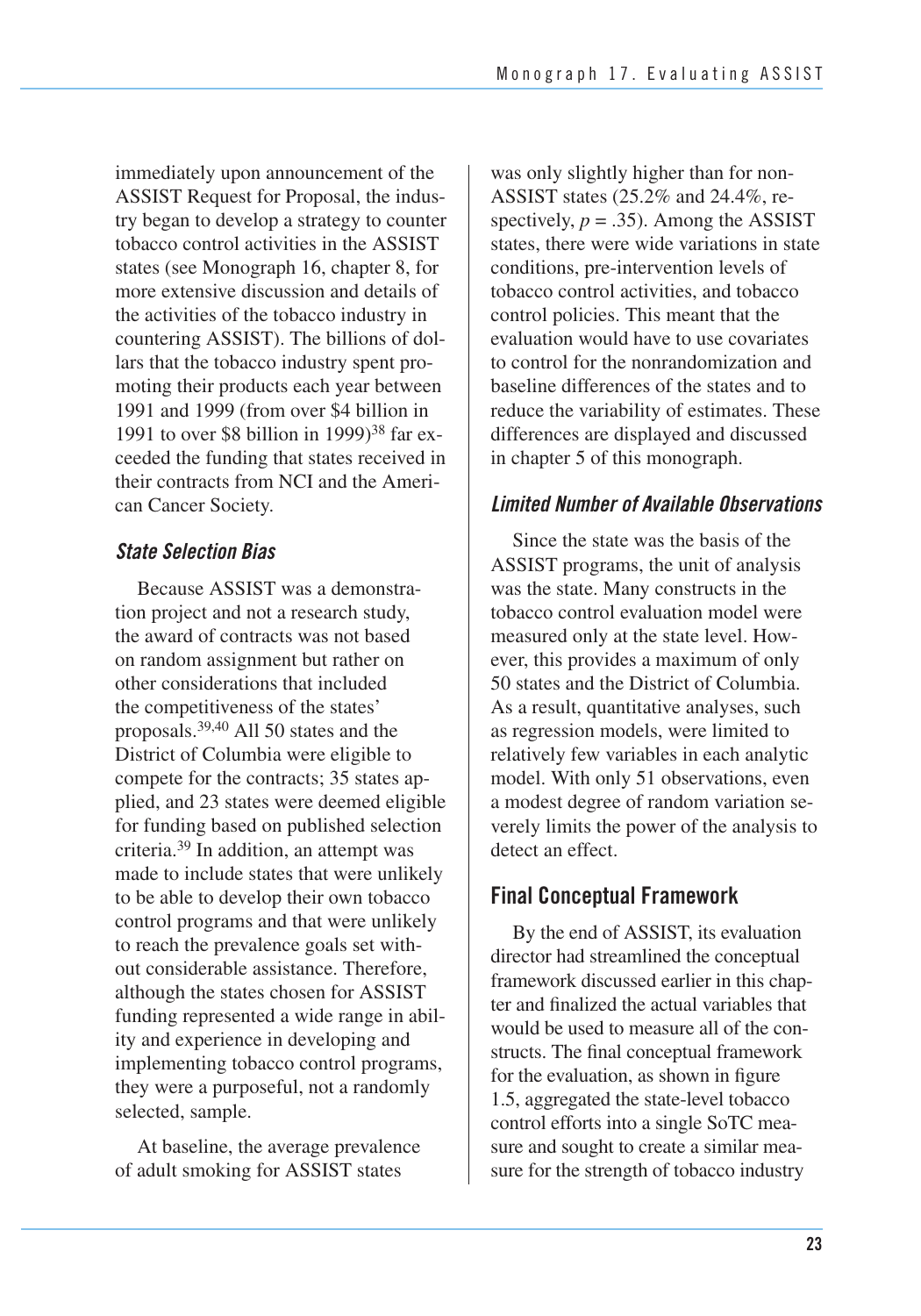immediately upon announcement of the ASSIST Request for Proposal, the industry began to develop a strategy to counter tobacco control activities in the ASSIST states (see Monograph 16, chapter 8, for more extensive discussion and details of the activities of the tobacco industry in countering ASSIST). The billions of dollars that the tobacco industry spent promoting their products each year between 1991 and 1999 (from over \$4 billion in 1991 to over \$8 billion in 1999)[38] far exceeded the funding that states received in their contracts from NCI and the American Cancer Society.

### *State Selection Bias*

Because ASSIST was a demonstration project and not a research study, the award of contracts was not based on random assignment but rather on other considerations that included the competitiveness of the states' proposals.[39,40] All 50 states and the District of Columbia were eligible to compete for the contracts; 35 states applied, and 23 states were deemed eligible for funding based on published selection criteria.[39] In addition, an attempt was made to include states that were unlikely to be able to develop their own tobacco control programs and that were unlikely to reach the prevalence goals set without considerable assistance. Therefore, although the states chosen for ASSIST funding represented a wide range in ability and experience in developing and implementing tobacco control programs, they were a purposeful, not a randomly selected, sample.

At baseline, the average prevalence of adult smoking for ASSIST states was only slightly higher than for non-ASSIST states (25.2% and 24.4%, respectively, $p = .35$). Among the ASSIST states, there were wide variations in state conditions, pre-intervention levels of tobacco control activities, and tobacco control policies. This meant that the evaluation would have to use covariates to control for the nonrandomization and baseline differences of the states and to reduce the variability of estimates. These differences are displayed and discussed in chapter 5 of this monograph.

### *Limited Number of Available Observations*

Since the state was the basis of the ASSIST programs, the unit of analysis was the state. Many constructs in the tobacco control evaluation model were measured only at the state level. However, this provides a maximum of only 50 states and the District of Columbia. As a result, quantitative analyses, such as regression models, were limited to relatively few variables in each analytic model. With only 51 observations, even a modest degree of random variation severely limits the power of the analysis to detect an effect.

## Final Conceptual Framework

By the end of ASSIST, its evaluation director had streamlined the conceptual framework discussed earlier in this chapter and finalized the actual variables that would be used to measure all of the constructs. The final conceptual framework for the evaluation, as shown in figure 1.5, aggregated the state-level tobacco control efforts into a single SoTC measure and sought to create a similar measure for the strength of tobacco industry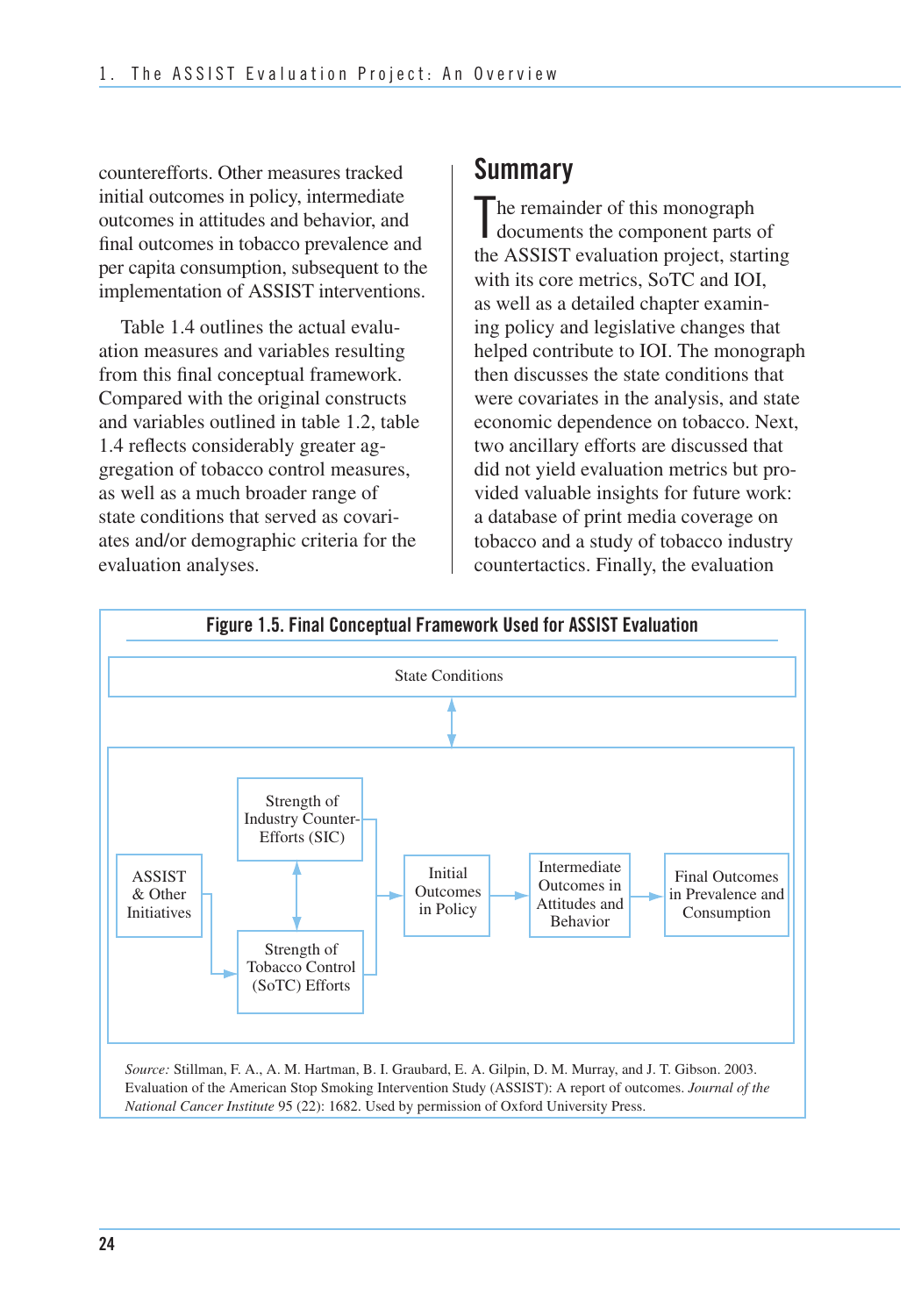counterefforts. Other measures tracked initial outcomes in policy, intermediate outcomes in attitudes and behavior, and final outcomes in tobacco prevalence and per capita consumption, subsequent to the implementation of ASSIST interventions.

Table 1.4 outlines the actual evaluation measures and variables resulting from this final conceptual framework. Compared with the original constructs and variables outlined in table 1.2, table 1.4 reflects considerably greater aggregation of tobacco control measures, as well as a much broader range of state conditions that served as covariates and/or demographic criteria for the evaluation analyses.

## Summary

The remainder of this monograph documents the component parts of the ASSIST evaluation project, starting with its core metrics, SoTC and IOI, as well as a detailed chapter examining policy and legislative changes that helped contribute to IOI. The monograph then discusses the state conditions that were covariates in the analysis, and state economic dependence on tobacco. Next, two ancillary efforts are discussed that did not yield evaluation metrics but provided valuable insights for future work: a database of print media coverage on tobacco and a study of tobacco industry countertactics. Finally, the evaluation

**Figure 1.5. Final Conceptual Framework Used for ASSIST Evaluation**

State Conditions

ASSIST & Other Initiatives → Strength of Tobacco Control (SoTC) Efforts ↔ Strength of Industry Counter-Efforts (SIC) → Initial Outcomes in Policy → Intermediate Outcomes in Attitudes and Behavior → Final Outcomes in Prevalence and Consumption

*Source:* Stillman, F. A., A. M. Hartman, B. I. Graubard, E. A. Gilpin, D. M. Murray, and J. T. Gibson. 2003. Evaluation of the American Stop Smoking Intervention Study (ASSIST): A report of outcomes. *Journal of the National Cancer Institute* 95 (22): 1682. Used by permission of Oxford University Press.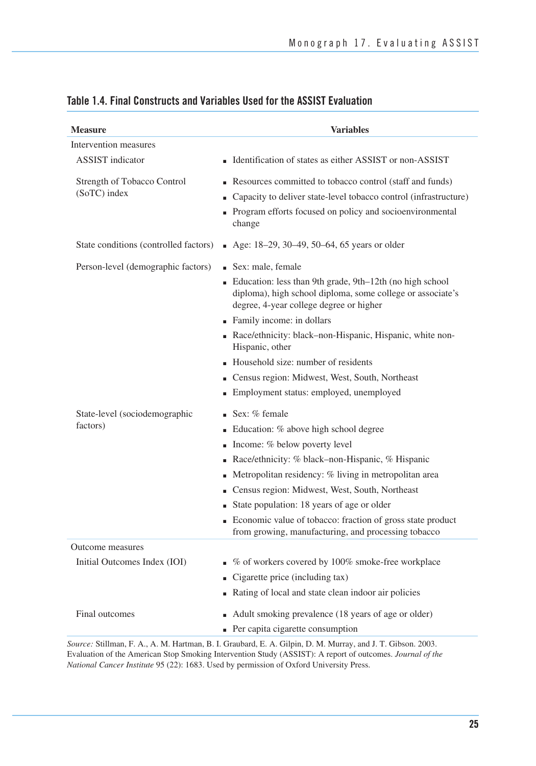## Table 1.4. Final Constructs and Variables Used for the ASSIST Evaluation

| Measure | Variables |
|---|---|
| Intervention measures | |
| ASSIST indicator | ▪ Identification of states as either ASSIST or non-ASSIST |
| Strength of Tobacco Control (SoTC) index | ▪ Resources committed to tobacco control (staff and funds)<br>▪ Capacity to deliver state-level tobacco control (infrastructure)<br>▪ Program efforts focused on policy and socioenvironmental change |
| State conditions (controlled factors) | ▪ Age: 18–29, 30–49, 50–64, 65 years or older |
| Person-level (demographic factors) | ▪ Sex: male, female<br>▪ Education: less than 9th grade, 9th–12th (no high school diploma), high school diploma, some college or associate's degree, 4-year college degree or higher<br>▪ Family income: in dollars<br>▪ Race/ethnicity: black–non-Hispanic, Hispanic, white non-Hispanic, other<br>▪ Household size: number of residents<br>▪ Census region: Midwest, West, South, Northeast<br>▪ Employment status: employed, unemployed |
| State-level (sociodemographic factors) | ▪ Sex: % female<br>▪ Education: % above high school degree<br>▪ Income: % below poverty level<br>▪ Race/ethnicity: % black–non-Hispanic, % Hispanic<br>▪ Metropolitan residency: % living in metropolitan area<br>▪ Census region: Midwest, West, South, Northeast<br>▪ State population: 18 years of age or older<br>▪ Economic value of tobacco: fraction of gross state product from growing, manufacturing, and processing tobacco |
| Outcome measures | |
| Initial Outcomes Index (IOI) | ▪ % of workers covered by 100% smoke-free workplace<br>▪ Cigarette price (including tax)<br>▪ Rating of local and state clean indoor air policies |
| Final outcomes | ▪ Adult smoking prevalence (18 years of age or older)<br>▪ Per capita cigarette consumption |

*Source:* Stillman, F. A., A. M. Hartman, B. I. Graubard, E. A. Gilpin, D. M. Murray, and J. T. Gibson. 2003. Evaluation of the American Stop Smoking Intervention Study (ASSIST): A report of outcomes. *Journal of the National Cancer Institute* 95 (22): 1683. Used by permission of Oxford University Press.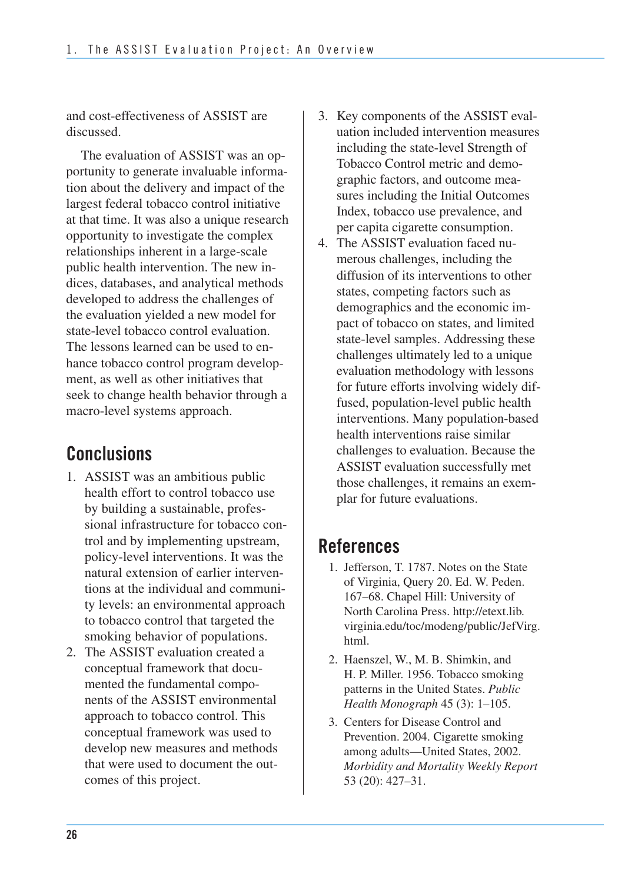and cost-effectiveness of ASSIST are discussed.

The evaluation of ASSIST was an opportunity to generate invaluable information about the delivery and impact of the largest federal tobacco control initiative at that time. It was also a unique research opportunity to investigate the complex relationships inherent in a large-scale public health intervention. The new indices, databases, and analytical methods developed to address the challenges of the evaluation yielded a new model for state-level tobacco control evaluation. The lessons learned can be used to enhance tobacco control program development, as well as other initiatives that seek to change health behavior through a macro-level systems approach.

## Conclusions

1. ASSIST was an ambitious public health effort to control tobacco use by building a sustainable, professional infrastructure for tobacco control and by implementing upstream, policy-level interventions. It was the natural extension of earlier interventions at the individual and community levels: an environmental approach to tobacco control that targeted the smoking behavior of populations.
2. The ASSIST evaluation created a conceptual framework that documented the fundamental components of the ASSIST environmental approach to tobacco control. This conceptual framework was used to develop new measures and methods that were used to document the outcomes of this project.
3. Key components of the ASSIST evaluation included intervention measures including the state-level Strength of Tobacco Control metric and demographic factors, and outcome measures including the Initial Outcomes Index, tobacco use prevalence, and per capita cigarette consumption.
4. The ASSIST evaluation faced numerous challenges, including the diffusion of its interventions to other states, competing factors such as demographics and the economic impact of tobacco on states, and limited state-level samples. Addressing these challenges ultimately led to a unique evaluation methodology with lessons for future efforts involving widely diffused, population-level public health interventions. Many population-based health interventions raise similar challenges to evaluation. Because the ASSIST evaluation successfully met those challenges, it remains an exemplar for future evaluations.

## References

1. Jefferson, T. 1787. Notes on the State of Virginia, Query 20. Ed. W. Peden. 167–68. Chapel Hill: University of North Carolina Press. http://etext.lib.virginia.edu/toc/modeng/public/JefVirg.html.
2. Haenszel, W., M. B. Shimkin, and H. P. Miller. 1956. Tobacco smoking patterns in the United States. *Public Health Monograph* 45 (3): 1–105.
3. Centers for Disease Control and Prevention. 2004. Cigarette smoking among adults—United States, 2002. *Morbidity and Mortality Weekly Report* 53 (20): 427–31.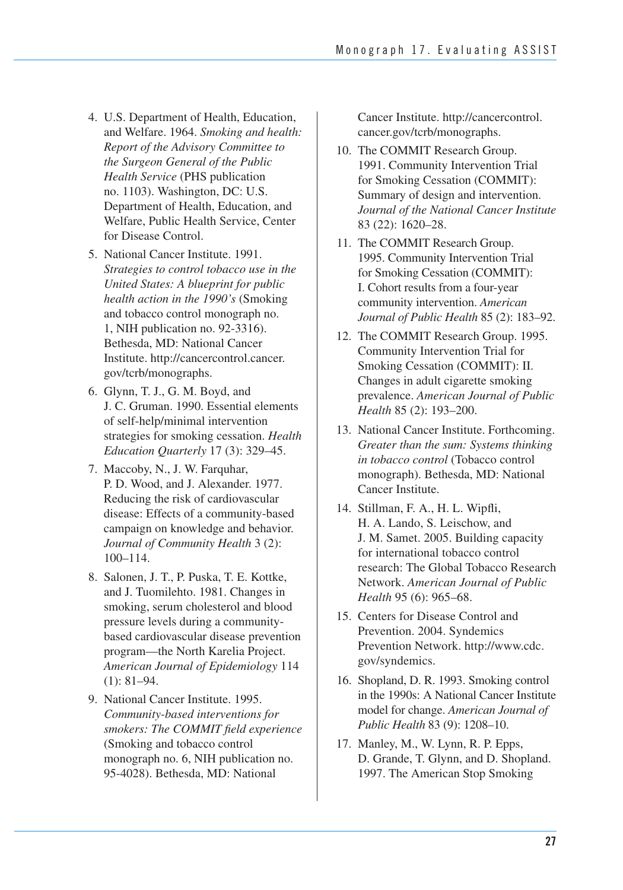4. U.S. Department of Health, Education, and Welfare. 1964. *Smoking and health: Report of the Advisory Committee to the Surgeon General of the Public Health Service* (PHS publication no. 1103). Washington, DC: U.S. Department of Health, Education, and Welfare, Public Health Service, Center for Disease Control.
5. National Cancer Institute. 1991. *Strategies to control tobacco use in the United States: A blueprint for public health action in the 1990's* (Smoking and tobacco control monograph no. 1, NIH publication no. 92-3316). Bethesda, MD: National Cancer Institute. http://cancercontrol.cancer.gov/tcrb/monographs.
6. Glynn, T. J., G. M. Boyd, and J. C. Gruman. 1990. Essential elements of self-help/minimal intervention strategies for smoking cessation. *Health Education Quarterly* 17 (3): 329–45.
7. Maccoby, N., J. W. Farquhar, P. D. Wood, and J. Alexander. 1977. Reducing the risk of cardiovascular disease: Effects of a community-based campaign on knowledge and behavior. *Journal of Community Health* 3 (2): 100–114.
8. Salonen, J. T., P. Puska, T. E. Kottke, and J. Tuomilehto. 1981. Changes in smoking, serum cholesterol and blood pressure levels during a community-based cardiovascular disease prevention program—the North Karelia Project. *American Journal of Epidemiology* 114 (1): 81–94.
9. National Cancer Institute. 1995. *Community-based interventions for smokers: The COMMIT field experience* (Smoking and tobacco control monograph no. 6, NIH publication no. 95-4028). Bethesda, MD: National Cancer Institute. http://cancercontrol.cancer.gov/tcrb/monographs.
10. The COMMIT Research Group. 1991. Community Intervention Trial for Smoking Cessation (COMMIT): Summary of design and intervention. *Journal of the National Cancer Institute* 83 (22): 1620–28.
11. The COMMIT Research Group. 1995. Community Intervention Trial for Smoking Cessation (COMMIT): I. Cohort results from a four-year community intervention. *American Journal of Public Health* 85 (2): 183–92.
12. The COMMIT Research Group. 1995. Community Intervention Trial for Smoking Cessation (COMMIT): II. Changes in adult cigarette smoking prevalence. *American Journal of Public Health* 85 (2): 193–200.
13. National Cancer Institute. Forthcoming. *Greater than the sum: Systems thinking in tobacco control* (Tobacco control monograph). Bethesda, MD: National Cancer Institute.
14. Stillman, F. A., H. L. Wipfli, H. A. Lando, S. Leischow, and J. M. Samet. 2005. Building capacity for international tobacco control research: The Global Tobacco Research Network. *American Journal of Public Health* 95 (6): 965–68.
15. Centers for Disease Control and Prevention. 2004. Syndemics Prevention Network. http://www.cdc.gov/syndemics.
16. Shopland, D. R. 1993. Smoking control in the 1990s: A National Cancer Institute model for change. *American Journal of Public Health* 83 (9): 1208–10.
17. Manley, M., W. Lynn, R. P. Epps, D. Grande, T. Glynn, and D. Shopland. 1997. The American Stop Smoking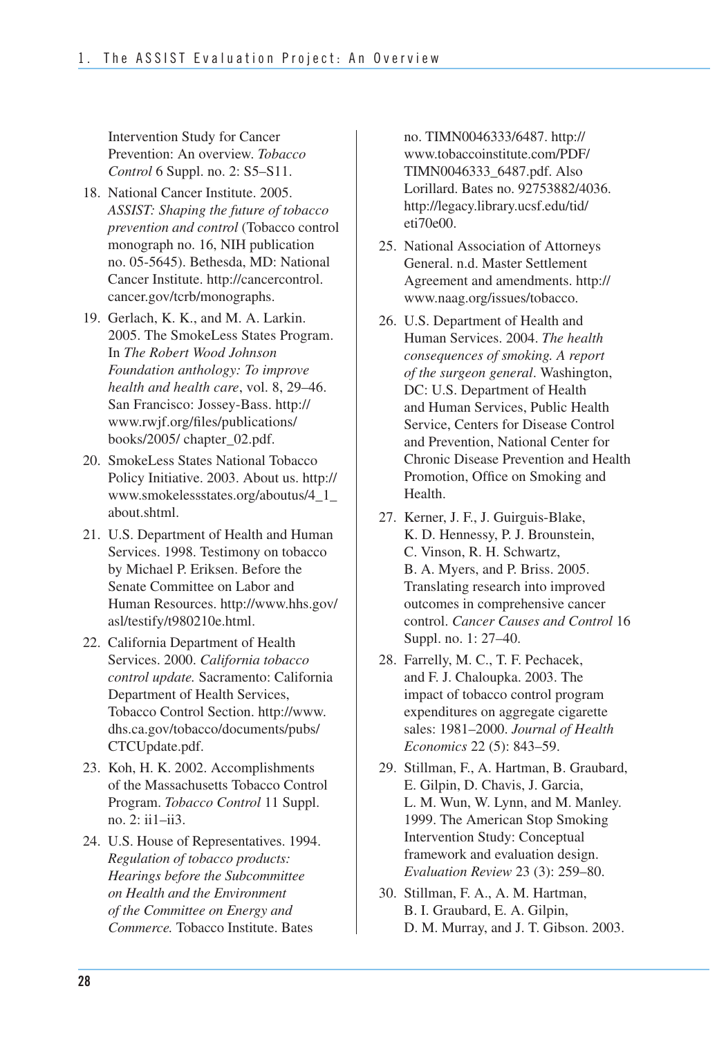Intervention Study for Cancer Prevention: An overview. *Tobacco Control* 6 Suppl. no. 2: S5–S11.

18. National Cancer Institute. 2005. *ASSIST: Shaping the future of tobacco prevention and control* (Tobacco control monograph no. 16, NIH publication no. 05-5645). Bethesda, MD: National Cancer Institute. http://cancercontrol.cancer.gov/tcrb/monographs.
19. Gerlach, K. K., and M. A. Larkin. 2005. The SmokeLess States Program. In *The Robert Wood Johnson Foundation anthology: To improve health and health care*, vol. 8, 29–46. San Francisco: Jossey-Bass. http://www.rwjf.org/files/publications/books/2005/ chapter_02.pdf.
20. SmokeLess States National Tobacco Policy Initiative. 2003. About us. http://www.smokelessstates.org/aboutus/4_1_about.shtml.
21. U.S. Department of Health and Human Services. 1998. Testimony on tobacco by Michael P. Eriksen. Before the Senate Committee on Labor and Human Resources. http://www.hhs.gov/asl/testify/t980210e.html.
22. California Department of Health Services. 2000. *California tobacco control update.* Sacramento: California Department of Health Services, Tobacco Control Section. http://www.dhs.ca.gov/tobacco/documents/pubs/CTCUpdate.pdf.
23. Koh, H. K. 2002. Accomplishments of the Massachusetts Tobacco Control Program. *Tobacco Control* 11 Suppl. no. 2: ii1–ii3.
24. U.S. House of Representatives. 1994. *Regulation of tobacco products: Hearings before the Subcommittee on Health and the Environment of the Committee on Energy and Commerce.* Tobacco Institute. Bates no. TIMN0046333/6487. http://www.tobaccoinstitute.com/PDF/TIMN0046333_6487.pdf. Also Lorillard. Bates no. 92753882/4036. http://legacy.library.ucsf.edu/tid/eti70e00.
25. National Association of Attorneys General. n.d. Master Settlement Agreement and amendments. http://www.naag.org/issues/tobacco.
26. U.S. Department of Health and Human Services. 2004. *The health consequences of smoking. A report of the surgeon general*. Washington, DC: U.S. Department of Health and Human Services, Public Health Service, Centers for Disease Control and Prevention, National Center for Chronic Disease Prevention and Health Promotion, Office on Smoking and Health.
27. Kerner, J. F., J. Guirguis-Blake, K. D. Hennessy, P. J. Brounstein, C. Vinson, R. H. Schwartz, B. A. Myers, and P. Briss. 2005. Translating research into improved outcomes in comprehensive cancer control. *Cancer Causes and Control* 16 Suppl. no. 1: 27–40.
28. Farrelly, M. C., T. F. Pechacek, and F. J. Chaloupka. 2003. The impact of tobacco control program expenditures on aggregate cigarette sales: 1981–2000. *Journal of Health Economics* 22 (5): 843–59.
29. Stillman, F., A. Hartman, B. Graubard, E. Gilpin, D. Chavis, J. Garcia, L. M. Wun, W. Lynn, and M. Manley. 1999. The American Stop Smoking Intervention Study: Conceptual framework and evaluation design. *Evaluation Review* 23 (3): 259–80.
30. Stillman, F. A., A. M. Hartman, B. I. Graubard, E. A. Gilpin, D. M. Murray, and J. T. Gibson. 2003.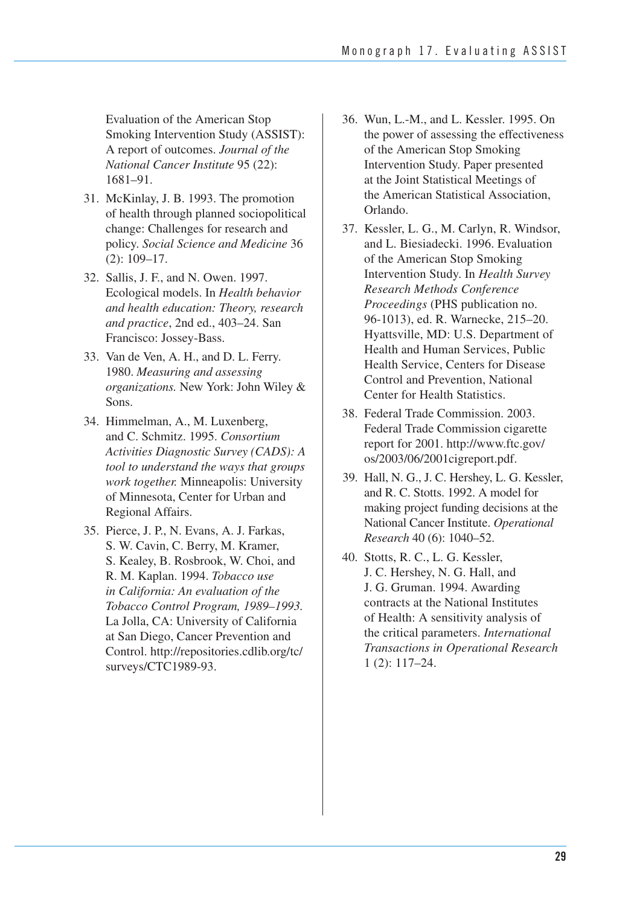Evaluation of the American Stop Smoking Intervention Study (ASSIST): A report of outcomes. *Journal of the National Cancer Institute* 95 (22): 1681–91.

31. McKinlay, J. B. 1993. The promotion of health through planned sociopolitical change: Challenges for research and policy. *Social Science and Medicine* 36 (2): 109–17.
32. Sallis, J. F., and N. Owen. 1997. Ecological models. In *Health behavior and health education: Theory, research and practice*, 2nd ed., 403–24. San Francisco: Jossey-Bass.
33. Van de Ven, A. H., and D. L. Ferry. 1980. *Measuring and assessing organizations.* New York: John Wiley & Sons.
34. Himmelman, A., M. Luxenberg, and C. Schmitz. 1995. *Consortium Activities Diagnostic Survey (CADS): A tool to understand the ways that groups work together.* Minneapolis: University of Minnesota, Center for Urban and Regional Affairs.
35. Pierce, J. P., N. Evans, A. J. Farkas, S. W. Cavin, C. Berry, M. Kramer, S. Kealey, B. Rosbrook, W. Choi, and R. M. Kaplan. 1994. *Tobacco use in California: An evaluation of the Tobacco Control Program, 1989–1993.* La Jolla, CA: University of California at San Diego, Cancer Prevention and Control. http://repositories.cdlib.org/tc/surveys/CTC1989-93.
36. Wun, L.-M., and L. Kessler. 1995. On the power of assessing the effectiveness of the American Stop Smoking Intervention Study. Paper presented at the Joint Statistical Meetings of the American Statistical Association, Orlando.
37. Kessler, L. G., M. Carlyn, R. Windsor, and L. Biesiadecki. 1996. Evaluation of the American Stop Smoking Intervention Study. In *Health Survey Research Methods Conference Proceedings* (PHS publication no. 96-1013), ed. R. Warnecke, 215–20. Hyattsville, MD: U.S. Department of Health and Human Services, Public Health Service, Centers for Disease Control and Prevention, National Center for Health Statistics.
38. Federal Trade Commission. 2003. Federal Trade Commission cigarette report for 2001. http://www.ftc.gov/os/2003/06/2001cigreport.pdf.
39. Hall, N. G., J. C. Hershey, L. G. Kessler, and R. C. Stotts. 1992. A model for making project funding decisions at the National Cancer Institute. *Operational Research* 40 (6): 1040–52.
40. Stotts, R. C., L. G. Kessler, J. C. Hershey, N. G. Hall, and J. G. Gruman. 1994. Awarding contracts at the National Institutes of Health: A sensitivity analysis of the critical parameters. *International Transactions in Operational Research* 1 (2): 117–24.